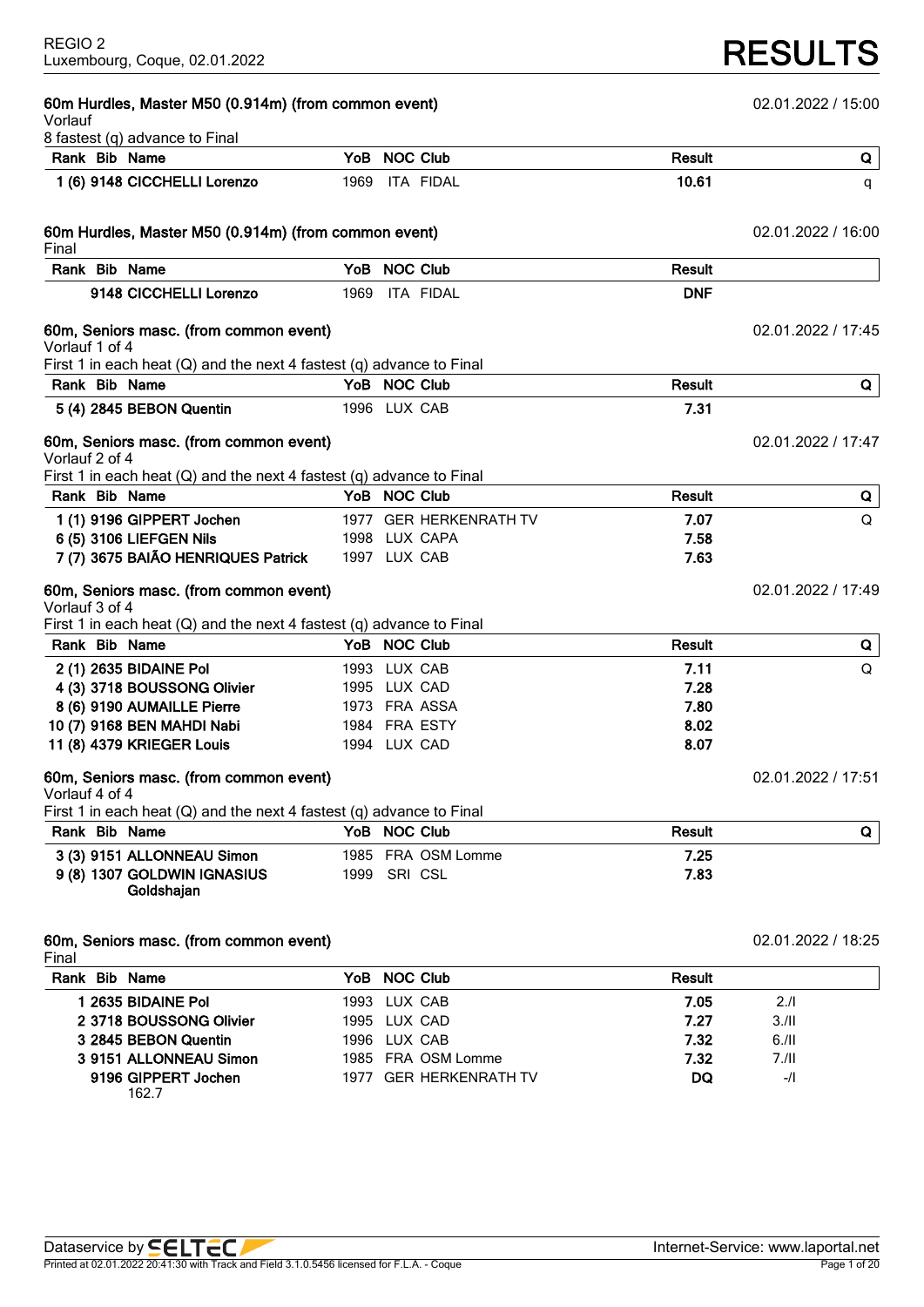REGIO 2
Luxembourg, Coque, 02.01.2022

# RESULTS

## 60m Hurdles, Master M50 (0.914m) (from common event)

02.01.2022 / 15:00

Vorlauf

8 fastest (q) advance to Final

| Rank | Bib | Name | YoB | NOC | Club | Result | Q |
|---|---|---|---|---|---|---|---|
| 1 (6) | 9148 | CICCHELLI Lorenzo | 1969 | ITA | FIDAL | 10.61 | q |

## 60m Hurdles, Master M50 (0.914m) (from common event)

02.01.2022 / 16:00

Final

| Rank | Bib | Name | YoB | NOC | Club | Result |
|---|---|---|---|---|---|---|
| | 9148 | CICCHELLI Lorenzo | 1969 | ITA | FIDAL | DNF |

## 60m, Seniors masc. (from common event)

02.01.2022 / 17:45

Vorlauf 1 of 4

First 1 in each heat (Q) and the next 4 fastest (q) advance to Final

| Rank | Bib | Name | YoB | NOC | Club | Result | Q |
|---|---|---|---|---|---|---|---|
| 5 (4) | 2845 | BEBON Quentin | 1996 | LUX | CAB | 7.31 | |

## 60m, Seniors masc. (from common event)

02.01.2022 / 17:47

Vorlauf 2 of 4

First 1 in each heat (Q) and the next 4 fastest (q) advance to Final

| Rank | Bib | Name | YoB | NOC | Club | Result | Q |
|---|---|---|---|---|---|---|---|
| 1 (1) | 9196 | GIPPERT Jochen | 1977 | GER | HERKENRATH TV | 7.07 | Q |
| 6 (5) | 3106 | LIEFGEN Nils | 1998 | LUX | CAPA | 7.58 | |
| 7 (7) | 3675 | BAIÃO HENRIQUES Patrick | 1997 | LUX | CAB | 7.63 | |

## 60m, Seniors masc. (from common event)

02.01.2022 / 17:49

Vorlauf 3 of 4

First 1 in each heat (Q) and the next 4 fastest (q) advance to Final

| Rank | Bib | Name | YoB | NOC | Club | Result | Q |
|---|---|---|---|---|---|---|---|
| 2 (1) | 2635 | BIDAINE Pol | 1993 | LUX | CAB | 7.11 | Q |
| 4 (3) | 3718 | BOUSSONG Olivier | 1995 | LUX | CAD | 7.28 | |
| 8 (6) | 9190 | AUMAILLE Pierre | 1973 | FRA | ASSA | 7.80 | |
| 10 (7) | 9168 | BEN MAHDI Nabi | 1984 | FRA | ESTY | 8.02 | |
| 11 (8) | 4379 | KRIEGER Louis | 1994 | LUX | CAD | 8.07 | |

## 60m, Seniors masc. (from common event)

02.01.2022 / 17:51

Vorlauf 4 of 4

First 1 in each heat (Q) and the next 4 fastest (q) advance to Final

| Rank | Bib | Name | YoB | NOC | Club | Result | Q |
|---|---|---|---|---|---|---|---|
| 3 (3) | 9151 | ALLONNEAU Simon | 1985 | FRA | OSM Lomme | 7.25 | |
| 9 (8) | 1307 | GOLDWIN IGNASIUS Goldshajan | 1999 | SRI | CSL | 7.83 | |

## 60m, Seniors masc. (from common event)

02.01.2022 / 18:25

Final

| Rank | Bib | Name | YoB | NOC | Club | Result | |
|---|---|---|---|---|---|---|---|
| 1 | 2635 | BIDAINE Pol | 1993 | LUX | CAB | 7.05 | 2./I |
| 2 | 3718 | BOUSSONG Olivier | 1995 | LUX | CAD | 7.27 | 3./II |
| 3 | 2845 | BEBON Quentin | 1996 | LUX | CAB | 7.32 | 6./II |
| 3 | 9151 | ALLONNEAU Simon | 1985 | FRA | OSM Lomme | 7.32 | 7./II |
| | 9196 | GIPPERT Jochen 162.7 | 1977 | GER | HERKENRATH TV | DQ | -/I |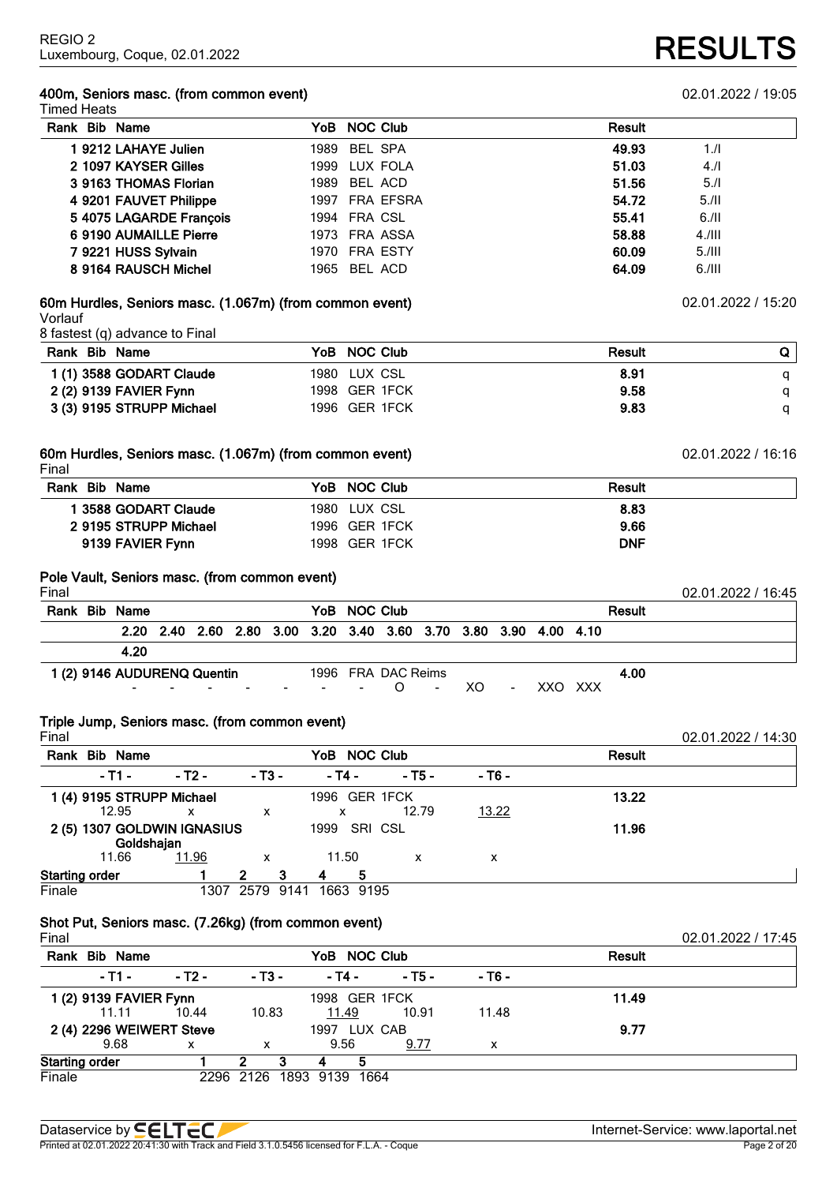## 400m, Seniors masc. (from common event)

02.01.2022 / 19:05

Timed Heats

| Rank | Bib | Name | YoB | NOC | Club | Result | |
|---|---|---|---|---|---|---|---|
| 1 | 9212 | LAHAYE Julien | 1989 | BEL | SPA | 49.93 | 1./I |
| 2 | 1097 | KAYSER Gilles | 1999 | LUX | FOLA | 51.03 | 4./I |
| 3 | 9163 | THOMAS Florian | 1989 | BEL | ACD | 51.56 | 5./I |
| 4 | 9201 | FAUVET Philippe | 1997 | FRA | EFSRA | 54.72 | 5./II |
| 5 | 4075 | LAGARDE François | 1994 | FRA | CSL | 55.41 | 6./II |
| 6 | 9190 | AUMAILLE Pierre | 1973 | FRA | ASSA | 58.88 | 4./III |
| 7 | 9221 | HUSS Sylvain | 1970 | FRA | ESTY | 60.09 | 5./III |
| 8 | 9164 | RAUSCH Michel | 1965 | BEL | ACD | 64.09 | 6./III |

## 60m Hurdles, Seniors masc. (1.067m) (from common event)

02.01.2022 / 15:20

Vorlauf

8 fastest (q) advance to Final

| Rank | Bib | Name | YoB | NOC | Club | Result | Q |
|---|---|---|---|---|---|---|---|
| 1 (1) | 3588 | GODART Claude | 1980 | LUX | CSL | 8.91 | q |
| 2 (2) | 9139 | FAVIER Fynn | 1998 | GER | 1FCK | 9.58 | q |
| 3 (3) | 9195 | STRUPP Michael | 1996 | GER | 1FCK | 9.83 | q |

## 60m Hurdles, Seniors masc. (1.067m) (from common event)

02.01.2022 / 16:16

Final

| Rank | Bib | Name | YoB | NOC | Club | Result |
|---|---|---|---|---|---|---|
| 1 | 3588 | GODART Claude | 1980 | LUX | CSL | 8.83 |
| 2 | 9195 | STRUPP Michael | 1996 | GER | 1FCK | 9.66 |
| | 9139 | FAVIER Fynn | 1998 | GER | 1FCK | DNF |

## Pole Vault, Seniors masc. (from common event)

Final

02.01.2022 / 16:45

| Rank | Bib | Name | YoB | NOC | Club | Result |
|---|---|---|---|---|---|---|
| 1 (2) | 9146 | AUDURENQ Quentin | 1996 | FRA | DAC Reims | 4.00 |

| 2.20 | 2.40 | 2.60 | 2.80 | 3.00 | 3.20 | 3.40 | 3.60 | 3.70 | 3.80 | 3.90 | 4.00 | 4.10 | 4.20 |
|---|---|---|---|---|---|---|---|---|---|---|---|---|---|
| - | - | - | - | - | - | - | O | - | XO | - | XXO | XXX | |

## Triple Jump, Seniors masc. (from common event)

Final

02.01.2022 / 14:30

| Rank | Bib | Name | YoB | NOC | Club | - T1 - | - T2 - | - T3 - | - T4 - | - T5 - | - T6 - | Result |
|---|---|---|---|---|---|---|---|---|---|---|---|---|
| 1 (4) | 9195 | STRUPP Michael | 1996 | GER | 1FCK | 12.95 | x | x | x | 12.79 | <u>13.22</u> | 13.22 |
| 2 (5) | 1307 | GOLDWIN IGNASIUS Goldshajan | 1999 | SRI | CSL | 11.66 | <u>11.96</u> | x | 11.50 | x | x | 11.96 |

| Starting order | 1 | 2 | 3 | 4 | 5 |
|---|---|---|---|---|---|
| Finale | 1307 | 2579 | 9141 | 1663 | 9195 |

## Shot Put, Seniors masc. (7.26kg) (from common event)

Final

02.01.2022 / 17:45

| Rank | Bib | Name | YoB | NOC | Club | - T1 - | - T2 - | - T3 - | - T4 - | - T5 - | - T6 - | Result |
|---|---|---|---|---|---|---|---|---|---|---|---|---|
| 1 (2) | 9139 | FAVIER Fynn | 1998 | GER | 1FCK | 11.11 | 10.44 | 10.83 | <u>11.49</u> | 10.91 | 11.48 | 11.49 |
| 2 (4) | 2296 | WEIWERT Steve | 1997 | LUX | CAB | 9.68 | x | x | 9.56 | <u>9.77</u> | x | 9.77 |

| Starting order | 1 | 2 | 3 | 4 | 5 |
|---|---|---|---|---|---|
| Finale | 2296 | 2126 | 1893 | 9139 | 1664 |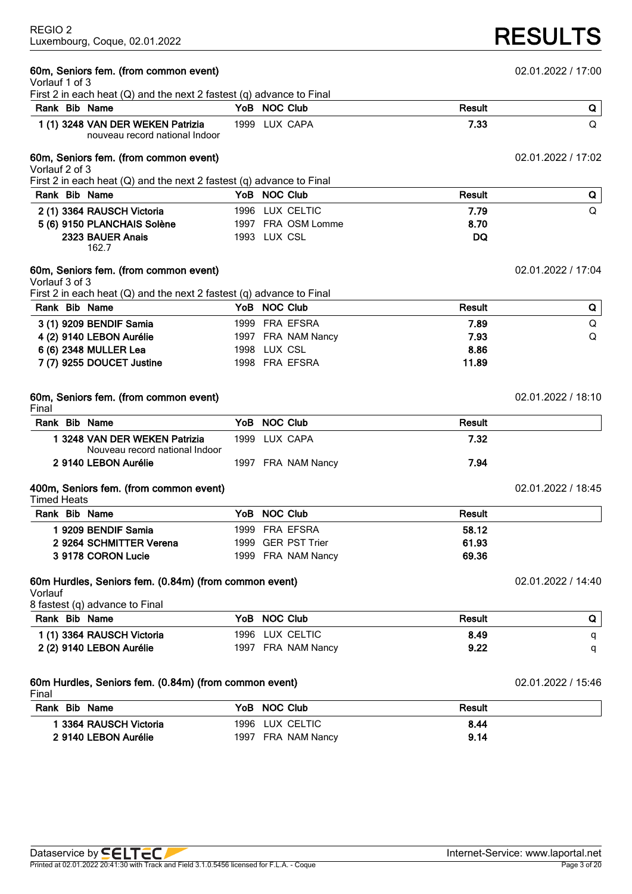REGIO 2
Luxembourg, Coque, 02.01.2022

# RESULTS

## 60m, Seniors fem. (from common event)

02.01.2022 / 17:00

Vorlauf 1 of 3

First 2 in each heat (Q) and the next 2 fastest (q) advance to Final

| Rank | Bib | Name | YoB | NOC | Club | Result | Q |
|---|---|---|---|---|---|---|---|
| 1 (1) | 3248 | VAN DER WEKEN Patrizia<br>nouveau record national Indoor | 1999 | LUX | CAPA | 7.33 | Q |

## 60m, Seniors fem. (from common event)

02.01.2022 / 17:02

Vorlauf 2 of 3

First 2 in each heat (Q) and the next 2 fastest (q) advance to Final

| Rank | Bib | Name | YoB | NOC | Club | Result | Q |
|---|---|---|---|---|---|---|---|
| 2 (1) | 3364 | RAUSCH Victoria | 1996 | LUX | CELTIC | 7.79 | Q |
| 5 (6) | 9150 | PLANCHAIS Solène | 1997 | FRA | OSM Lomme | 8.70 | |
| | 2323 | BAUER Anais<br>162.7 | 1993 | LUX | CSL | DQ | |

## 60m, Seniors fem. (from common event)

02.01.2022 / 17:04

Vorlauf 3 of 3

First 2 in each heat (Q) and the next 2 fastest (q) advance to Final

| Rank | Bib | Name | YoB | NOC | Club | Result | Q |
|---|---|---|---|---|---|---|---|
| 3 (1) | 9209 | BENDIF Samia | 1999 | FRA | EFSRA | 7.89 | Q |
| 4 (2) | 9140 | LEBON Aurélie | 1997 | FRA | NAM Nancy | 7.93 | Q |
| 6 (6) | 2348 | MULLER Lea | 1998 | LUX | CSL | 8.86 | |
| 7 (7) | 9255 | DOUCET Justine | 1998 | FRA | EFSRA | 11.89 | |

## 60m, Seniors fem. (from common event)

02.01.2022 / 18:10

Final

| Rank | Bib | Name | YoB | NOC | Club | Result |
|---|---|---|---|---|---|---|
| 1 | 3248 | VAN DER WEKEN Patrizia<br>Nouveau record national Indoor | 1999 | LUX | CAPA | 7.32 |
| 2 | 9140 | LEBON Aurélie | 1997 | FRA | NAM Nancy | 7.94 |

## 400m, Seniors fem. (from common event)

02.01.2022 / 18:45

Timed Heats

| Rank | Bib | Name | YoB | NOC | Club | Result |
|---|---|---|---|---|---|---|
| 1 | 9209 | BENDIF Samia | 1999 | FRA | EFSRA | 58.12 |
| 2 | 9264 | SCHMITTER Verena | 1999 | GER | PST Trier | 61.93 |
| 3 | 9178 | CORON Lucie | 1999 | FRA | NAM Nancy | 69.36 |

## 60m Hurdles, Seniors fem. (0.84m) (from common event)

02.01.2022 / 14:40

Vorlauf

8 fastest (q) advance to Final

| Rank | Bib | Name | YoB | NOC | Club | Result | Q |
|---|---|---|---|---|---|---|---|
| 1 (1) | 3364 | RAUSCH Victoria | 1996 | LUX | CELTIC | 8.49 | q |
| 2 (2) | 9140 | LEBON Aurélie | 1997 | FRA | NAM Nancy | 9.22 | q |

## 60m Hurdles, Seniors fem. (0.84m) (from common event)

02.01.2022 / 15:46

Final

| Rank | Bib | Name | YoB | NOC | Club | Result |
|---|---|---|---|---|---|---|
| 1 | 3364 | RAUSCH Victoria | 1996 | LUX | CELTIC | 8.44 |
| 2 | 9140 | LEBON Aurélie | 1997 | FRA | NAM Nancy | 9.14 |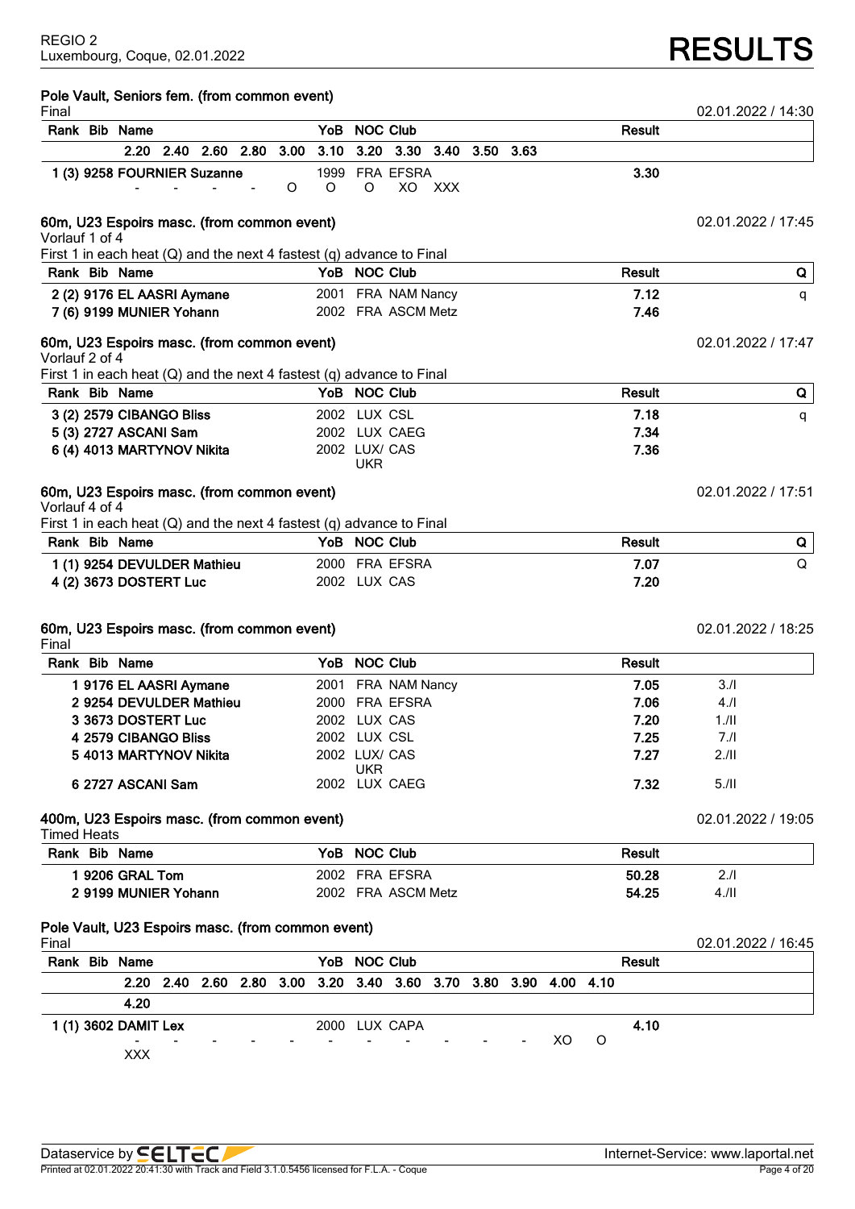REGIO 2
Luxembourg, Coque, 02.01.2022

# RESULTS

## Pole Vault, Seniors fem. (from common event)

Final — 02.01.2022 / 14:30

| Rank | Bib | Name | YoB | NOC | Club | Result |
|---|---|---|---|---|---|---|
| 1 | (3) 9258 | FOURNIER Suzanne | 1999 | FRA | EFSRA | 3.30 |

| 2.20 | 2.40 | 2.60 | 2.80 | 3.00 | 3.10 | 3.20 | 3.30 | 3.40 | 3.50 | 3.63 |
|---|---|---|---|---|---|---|---|---|---|---|
| - | - | - | - | O | O | O | XO | XXX | | |

## 60m, U23 Espoirs masc. (from common event)

Vorlauf 1 of 4 — 02.01.2022 / 17:45

First 1 in each heat (Q) and the next 4 fastest (q) advance to Final

| Rank | Bib | Name | YoB | NOC | Club | Result | Q |
|---|---|---|---|---|---|---|---|
| 2 | (2) 9176 | EL AASRI Aymane | 2001 | FRA | NAM Nancy | 7.12 | q |
| 7 | (6) 9199 | MUNIER Yohann | 2002 | FRA | ASCM Metz | 7.46 | |

## 60m, U23 Espoirs masc. (from common event)

Vorlauf 2 of 4 — 02.01.2022 / 17:47

First 1 in each heat (Q) and the next 4 fastest (q) advance to Final

| Rank | Bib | Name | YoB | NOC | Club | Result | Q |
|---|---|---|---|---|---|---|---|
| 3 | (2) 2579 | CIBANGO Bliss | 2002 | LUX | CSL | 7.18 | q |
| 5 | (3) 2727 | ASCANI Sam | 2002 | LUX | CAEG | 7.34 | |
| 6 | (4) 4013 | MARTYNOV Nikita | 2002 | LUX/ UKR | CAS | 7.36 | |

## 60m, U23 Espoirs masc. (from common event)

Vorlauf 4 of 4 — 02.01.2022 / 17:51

First 1 in each heat (Q) and the next 4 fastest (q) advance to Final

| Rank | Bib | Name | YoB | NOC | Club | Result | Q |
|---|---|---|---|---|---|---|---|
| 1 | (1) 9254 | DEVULDER Mathieu | 2000 | FRA | EFSRA | 7.07 | Q |
| 4 | (2) 3673 | DOSTERT Luc | 2002 | LUX | CAS | 7.20 | |

## 60m, U23 Espoirs masc. (from common event)

Final — 02.01.2022 / 18:25

| Rank | Bib | Name | YoB | NOC | Club | Result | |
|---|---|---|---|---|---|---|---|
| 1 | 9176 | EL AASRI Aymane | 2001 | FRA | NAM Nancy | 7.05 | 3./I |
| 2 | 9254 | DEVULDER Mathieu | 2000 | FRA | EFSRA | 7.06 | 4./I |
| 3 | 3673 | DOSTERT Luc | 2002 | LUX | CAS | 7.20 | 1./II |
| 4 | 2579 | CIBANGO Bliss | 2002 | LUX | CSL | 7.25 | 7./I |
| 5 | 4013 | MARTYNOV Nikita | 2002 | LUX/ UKR | CAS | 7.27 | 2./II |
| 6 | 2727 | ASCANI Sam | 2002 | LUX | CAEG | 7.32 | 5./II |

## 400m, U23 Espoirs masc. (from common event)

Timed Heats — 02.01.2022 / 19:05

| Rank | Bib | Name | YoB | NOC | Club | Result | |
|---|---|---|---|---|---|---|---|
| 1 | 9206 | GRAL Tom | 2002 | FRA | EFSRA | 50.28 | 2./I |
| 2 | 9199 | MUNIER Yohann | 2002 | FRA | ASCM Metz | 54.25 | 4./II |

## Pole Vault, U23 Espoirs masc. (from common event)

Final — 02.01.2022 / 16:45

| Rank | Bib | Name | YoB | NOC | Club | Result |
|---|---|---|---|---|---|---|
| 1 | (1) 3602 | DAMIT Lex | 2000 | LUX | CAPA | 4.10 |

| 2.20 | 2.40 | 2.60 | 2.80 | 3.00 | 3.20 | 3.40 | 3.60 | 3.70 | 3.80 | 3.90 | 4.00 | 4.10 | 4.20 |
|---|---|---|---|---|---|---|---|---|---|---|---|---|---|
| - | - | - | - | - | - | - | - | - | - | - | XO | O | XXX |

Dataservice by SELTEC — Internet-Service: www.laportal.net

Printed at 02.01.2022 20:41:30 with Track and Field 3.1.0.5456 licensed for F.L.A. - Coque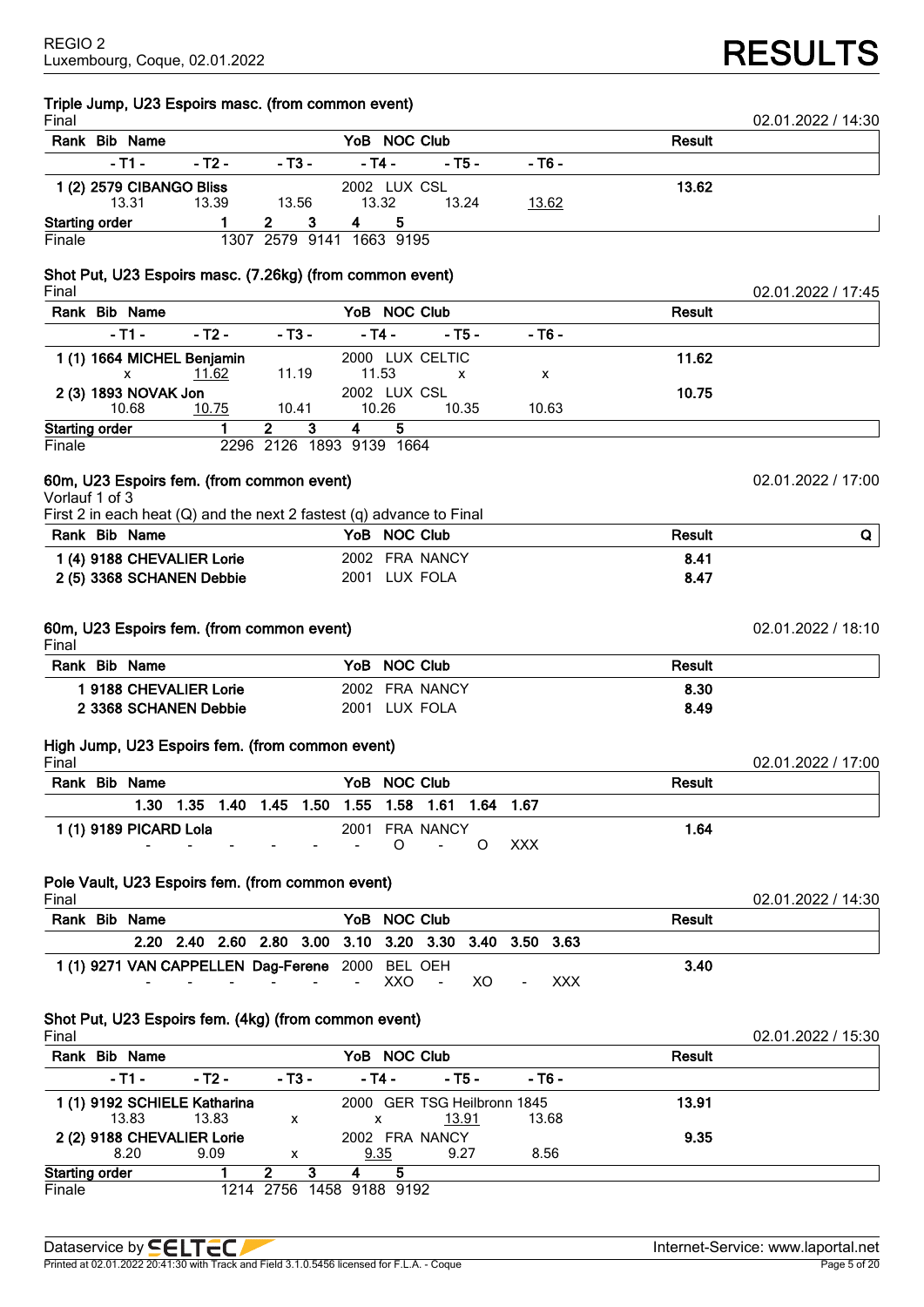REGIO 2
Luxembourg, Coque, 02.01.2022

# RESULTS

## Triple Jump, U23 Espoirs masc. (from common event)

Final — 02.01.2022 / 14:30

| Rank | Bib | Name | YoB | NOC | Club | Result |
|---|---|---|---|---|---|---|
| 1 | (2) 2579 | CIBANGO Bliss | 2002 | LUX | CSL | **13.62** |

| - T1 - | - T2 - | - T3 - | - T4 - | - T5 - | - T6 - |
|---|---|---|---|---|---|
| 13.31 | 13.39 | 13.56 | 13.32 | 13.24 | 13.62 |

| Starting order | 1 | 2 | 3 | 4 | 5 |
|---|---|---|---|---|---|
| Finale | 1307 | 2579 | 9141 | 1663 | 9195 |

## Shot Put, U23 Espoirs masc. (7.26kg) (from common event)

Final — 02.01.2022 / 17:45

| Rank | Bib | Name | YoB | NOC | Club | Result |
|---|---|---|---|---|---|---|
| 1 | (1) 1664 | MICHEL Benjamin | 2000 | LUX | CELTIC | **11.62** |
| 2 | (3) 1893 | NOVAK Jon | 2002 | LUX | CSL | **10.75** |

| Name | - T1 - | - T2 - | - T3 - | - T4 - | - T5 - | - T6 - |
|---|---|---|---|---|---|---|
| MICHEL Benjamin | x | 11.62 | 11.19 | 11.53 | x | x |
| NOVAK Jon | 10.68 | 10.75 | 10.41 | 10.26 | 10.35 | 10.63 |

| Starting order | 1 | 2 | 3 | 4 | 5 |
|---|---|---|---|---|---|
| Finale | 2296 | 2126 | 1893 | 9139 | 1664 |

## 60m, U23 Espoirs fem. (from common event)

Vorlauf 1 of 3 — 02.01.2022 / 17:00

First 2 in each heat (Q) and the next 2 fastest (q) advance to Final

| Rank | Bib | Name | YoB | NOC | Club | Result | Q |
|---|---|---|---|---|---|---|---|
| 1 | (4) 9188 | CHEVALIER Lorie | 2002 | FRA | NANCY | **8.41** | |
| 2 | (5) 3368 | SCHANEN Debbie | 2001 | LUX | FOLA | **8.47** | |

## 60m, U23 Espoirs fem. (from common event)

Final — 02.01.2022 / 18:10

| Rank | Bib | Name | YoB | NOC | Club | Result |
|---|---|---|---|---|---|---|
| 1 | 9188 | CHEVALIER Lorie | 2002 | FRA | NANCY | **8.30** |
| 2 | 3368 | SCHANEN Debbie | 2001 | LUX | FOLA | **8.49** |

## High Jump, U23 Espoirs fem. (from common event)

Final — 02.01.2022 / 17:00

| Rank | Bib | Name | YoB | NOC | Club | Result |
|---|---|---|---|---|---|---|
| 1 | (1) 9189 | PICARD Lola | 2001 | FRA | NANCY | **1.64** |

| 1.30 | 1.35 | 1.40 | 1.45 | 1.50 | 1.55 | 1.58 | 1.61 | 1.64 | 1.67 |
|---|---|---|---|---|---|---|---|---|---|
| - | - | - | - | - | - | O | - | O | XXX |

## Pole Vault, U23 Espoirs fem. (from common event)

Final — 02.01.2022 / 14:30

| Rank | Bib | Name | YoB | NOC | Club | Result |
|---|---|---|---|---|---|---|
| 1 | (1) 9271 | VAN CAPPELLEN Dag-Ferene | 2000 | BEL | OEH | **3.40** |

| 2.20 | 2.40 | 2.60 | 2.80 | 3.00 | 3.10 | 3.20 | 3.30 | 3.40 | 3.50 | 3.63 |
|---|---|---|---|---|---|---|---|---|---|---|
| - | - | - | - | - | - | XXO | - | XO | - | XXX |

## Shot Put, U23 Espoirs fem. (4kg) (from common event)

Final — 02.01.2022 / 15:30

| Rank | Bib | Name | YoB | NOC | Club | Result |
|---|---|---|---|---|---|---|
| 1 | (1) 9192 | SCHIELE Katharina | 2000 | GER | TSG Heilbronn 1845 | **13.91** |
| 2 | (2) 9188 | CHEVALIER Lorie | 2002 | FRA | NANCY | **9.35** |

| Name | - T1 - | - T2 - | - T3 - | - T4 - | - T5 - | - T6 - |
|---|---|---|---|---|---|---|
| SCHIELE Katharina | 13.83 | 13.83 | x | x | 13.91 | 13.68 |
| CHEVALIER Lorie | 8.20 | 9.09 | x | 9.35 | 9.27 | 8.56 |

| Starting order | 1 | 2 | 3 | 4 | 5 |
|---|---|---|---|---|---|
| Finale | 1214 | 2756 | 1458 | 9188 | 9192 |

Dataservice by SELTEC — Internet-Service: www.laportal.net

Printed at 02.01.2022 20:41:30 with Track and Field 3.1.0.5456 licensed for F.L.A. - Coque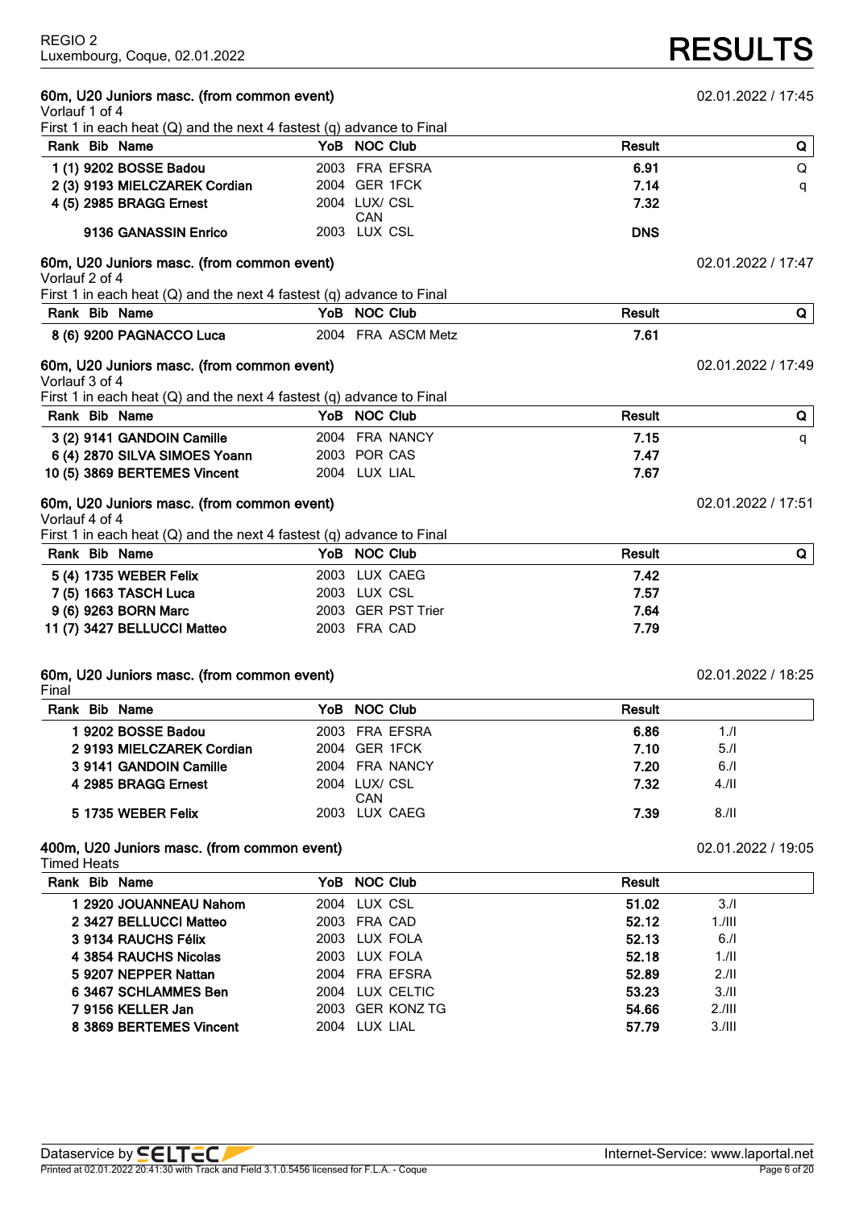REGIO 2
Luxembourg, Coque, 02.01.2022

# RESULTS

## 60m, U20 Juniors masc. (from common event)

02.01.2022 / 17:45

Vorlauf 1 of 4

First 1 in each heat (Q) and the next 4 fastest (q) advance to Final

| Rank | Bib | Name | YoB | NOC | Club | Result | Q |
|---|---|---|---|---|---|---|---|
| 1 (1) | 9202 | BOSSE Badou | 2003 | FRA | EFSRA | 6.91 | Q |
| 2 (3) | 9193 | MIELCZAREK Cordian | 2004 | GER | 1FCK | 7.14 | q |
| 4 (5) | 2985 | BRAGG Ernest | 2004 | LUX/ CAN | CSL | 7.32 | |
| | 9136 | GANASSIN Enrico | 2003 | LUX | CSL | DNS | |

## 60m, U20 Juniors masc. (from common event)

02.01.2022 / 17:47

Vorlauf 2 of 4

First 1 in each heat (Q) and the next 4 fastest (q) advance to Final

| Rank | Bib | Name | YoB | NOC | Club | Result | Q |
|---|---|---|---|---|---|---|---|
| 8 (6) | 9200 | PAGNACCO Luca | 2004 | FRA | ASCM Metz | 7.61 | |

## 60m, U20 Juniors masc. (from common event)

02.01.2022 / 17:49

Vorlauf 3 of 4

First 1 in each heat (Q) and the next 4 fastest (q) advance to Final

| Rank | Bib | Name | YoB | NOC | Club | Result | Q |
|---|---|---|---|---|---|---|---|
| 3 (2) | 9141 | GANDOIN Camille | 2004 | FRA | NANCY | 7.15 | q |
| 6 (4) | 2870 | SILVA SIMOES Yoann | 2003 | POR | CAS | 7.47 | |
| 10 (5) | 3869 | BERTEMES Vincent | 2004 | LUX | LIAL | 7.67 | |

## 60m, U20 Juniors masc. (from common event)

02.01.2022 / 17:51

Vorlauf 4 of 4

First 1 in each heat (Q) and the next 4 fastest (q) advance to Final

| Rank | Bib | Name | YoB | NOC | Club | Result | Q |
|---|---|---|---|---|---|---|---|
| 5 (4) | 1735 | WEBER Felix | 2003 | LUX | CAEG | 7.42 | |
| 7 (5) | 1663 | TASCH Luca | 2003 | LUX | CSL | 7.57 | |
| 9 (6) | 9263 | BORN Marc | 2003 | GER | PST Trier | 7.64 | |
| 11 (7) | 3427 | BELLUCCI Matteo | 2003 | FRA | CAD | 7.79 | |

## 60m, U20 Juniors masc. (from common event)

02.01.2022 / 18:25

Final

| Rank | Bib | Name | YoB | NOC | Club | Result | |
|---|---|---|---|---|---|---|---|
| 1 | 9202 | BOSSE Badou | 2003 | FRA | EFSRA | 6.86 | 1./I |
| 2 | 9193 | MIELCZAREK Cordian | 2004 | GER | 1FCK | 7.10 | 5./I |
| 3 | 9141 | GANDOIN Camille | 2004 | FRA | NANCY | 7.20 | 6./I |
| 4 | 2985 | BRAGG Ernest | 2004 | LUX/ CAN | CSL | 7.32 | 4./II |
| 5 | 1735 | WEBER Felix | 2003 | LUX | CAEG | 7.39 | 8./II |

## 400m, U20 Juniors masc. (from common event)

02.01.2022 / 19:05

Timed Heats

| Rank | Bib | Name | YoB | NOC | Club | Result | |
|---|---|---|---|---|---|---|---|
| 1 | 2920 | JOUANNEAU Nahom | 2004 | LUX | CSL | 51.02 | 3./I |
| 2 | 3427 | BELLUCCI Matteo | 2003 | FRA | CAD | 52.12 | 1./III |
| 3 | 9134 | RAUCHS Félix | 2003 | LUX | FOLA | 52.13 | 6./I |
| 4 | 3854 | RAUCHS Nicolas | 2003 | LUX | FOLA | 52.18 | 1./II |
| 5 | 9207 | NEPPER Nattan | 2004 | FRA | EFSRA | 52.89 | 2./II |
| 6 | 3467 | SCHLAMMES Ben | 2004 | LUX | CELTIC | 53.23 | 3./II |
| 7 | 9156 | KELLER Jan | 2003 | GER | KONZ TG | 54.66 | 2./III |
| 8 | 3869 | BERTEMES Vincent | 2004 | LUX | LIAL | 57.79 | 3./III |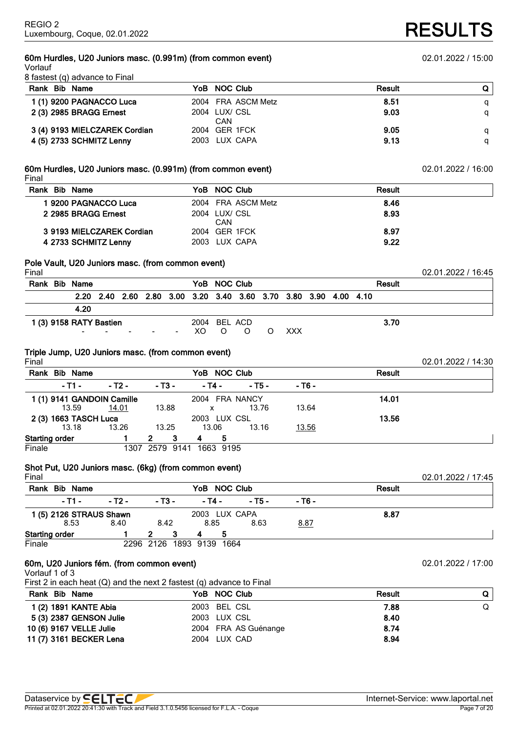REGIO 2
Luxembourg, Coque, 02.01.2022

# RESULTS

## 60m Hurdles, U20 Juniors masc. (0.991m) (from common event)

02.01.2022 / 15:00

Vorlauf

8 fastest (q) advance to Final

| Rank | Bib | Name | YoB | NOC | Club | Result | Q |
|---|---|---|---|---|---|---|---|
| 1 (1) | 9200 | PAGNACCO Luca | 2004 | FRA | ASCM Metz | 8.51 | q |
| 2 (3) | 2985 | BRAGG Ernest | 2004 | LUX/ CAN | CSL | 9.03 | q |
| 3 (4) | 9193 | MIELCZAREK Cordian | 2004 | GER | 1FCK | 9.05 | q |
| 4 (5) | 2733 | SCHMITZ Lenny | 2003 | LUX | CAPA | 9.13 | q |

## 60m Hurdles, U20 Juniors masc. (0.991m) (from common event)

02.01.2022 / 16:00

Final

| Rank | Bib | Name | YoB | NOC | Club | Result |
|---|---|---|---|---|---|---|
| 1 | 9200 | PAGNACCO Luca | 2004 | FRA | ASCM Metz | 8.46 |
| 2 | 2985 | BRAGG Ernest | 2004 | LUX/ CAN | CSL | 8.93 |
| 3 | 9193 | MIELCZAREK Cordian | 2004 | GER | 1FCK | 8.97 |
| 4 | 2733 | SCHMITZ Lenny | 2003 | LUX | CAPA | 9.22 |

## Pole Vault, U20 Juniors masc. (from common event)

Final

02.01.2022 / 16:45

| Rank | Bib | Name | YoB | NOC | Club | Result |
|---|---|---|---|---|---|---|
| 1 (3) | 9158 | RATY Bastien | 2004 | BEL | ACD | 3.70 |

| 2.20 | 2.40 | 2.60 | 2.80 | 3.00 | 3.20 | 3.40 | 3.60 | 3.70 | 3.80 | 3.90 | 4.00 | 4.10 | 4.20 |
|---|---|---|---|---|---|---|---|---|---|---|---|---|---|
| - | - | - | - | - | XO | O | O | O | XXX | | | | |

## Triple Jump, U20 Juniors masc. (from common event)

Final

02.01.2022 / 14:30

| Rank | Bib | Name | YoB | NOC | Club | - T1 - | - T2 - | - T3 - | - T4 - | - T5 - | - T6 - | Result |
|---|---|---|---|---|---|---|---|---|---|---|---|---|
| 1 (1) | 9141 | GANDOIN Camille | 2004 | FRA | NANCY | 13.59 | 14.01 | 13.88 | x | 13.76 | 13.64 | 14.01 |
| 2 (3) | 1663 | TASCH Luca | 2003 | LUX | CSL | 13.18 | 13.26 | 13.25 | 13.06 | 13.16 | 13.56 | 13.56 |

| Starting order | 1 | 2 | 3 | 4 | 5 |
|---|---|---|---|---|---|
| Finale | 1307 | 2579 | 9141 | 1663 | 9195 |

## Shot Put, U20 Juniors masc. (6kg) (from common event)

Final

02.01.2022 / 17:45

| Rank | Bib | Name | YoB | NOC | Club | - T1 - | - T2 - | - T3 - | - T4 - | - T5 - | - T6 - | Result |
|---|---|---|---|---|---|---|---|---|---|---|---|---|
| 1 (5) | 2126 | STRAUS Shawn | 2003 | LUX | CAPA | 8.53 | 8.40 | 8.42 | 8.85 | 8.63 | 8.87 | 8.87 |

| Starting order | 1 | 2 | 3 | 4 | 5 |
|---|---|---|---|---|---|
| Finale | 2296 | 2126 | 1893 | 9139 | 1664 |

## 60m, U20 Juniors fém. (from common event)

02.01.2022 / 17:00

Vorlauf 1 of 3

First 2 in each heat (Q) and the next 2 fastest (q) advance to Final

| Rank | Bib | Name | YoB | NOC | Club | Result | Q |
|---|---|---|---|---|---|---|---|
| 1 (2) | 1891 | KANTE Abia | 2003 | BEL | CSL | 7.88 | Q |
| 5 (3) | 2387 | GENSON Julie | 2003 | LUX | CSL | 8.40 | |
| 10 (6) | 9167 | VELLE Julie | 2004 | FRA | AS Guénange | 8.74 | |
| 11 (7) | 3161 | BECKER Lena | 2004 | LUX | CAD | 8.94 | |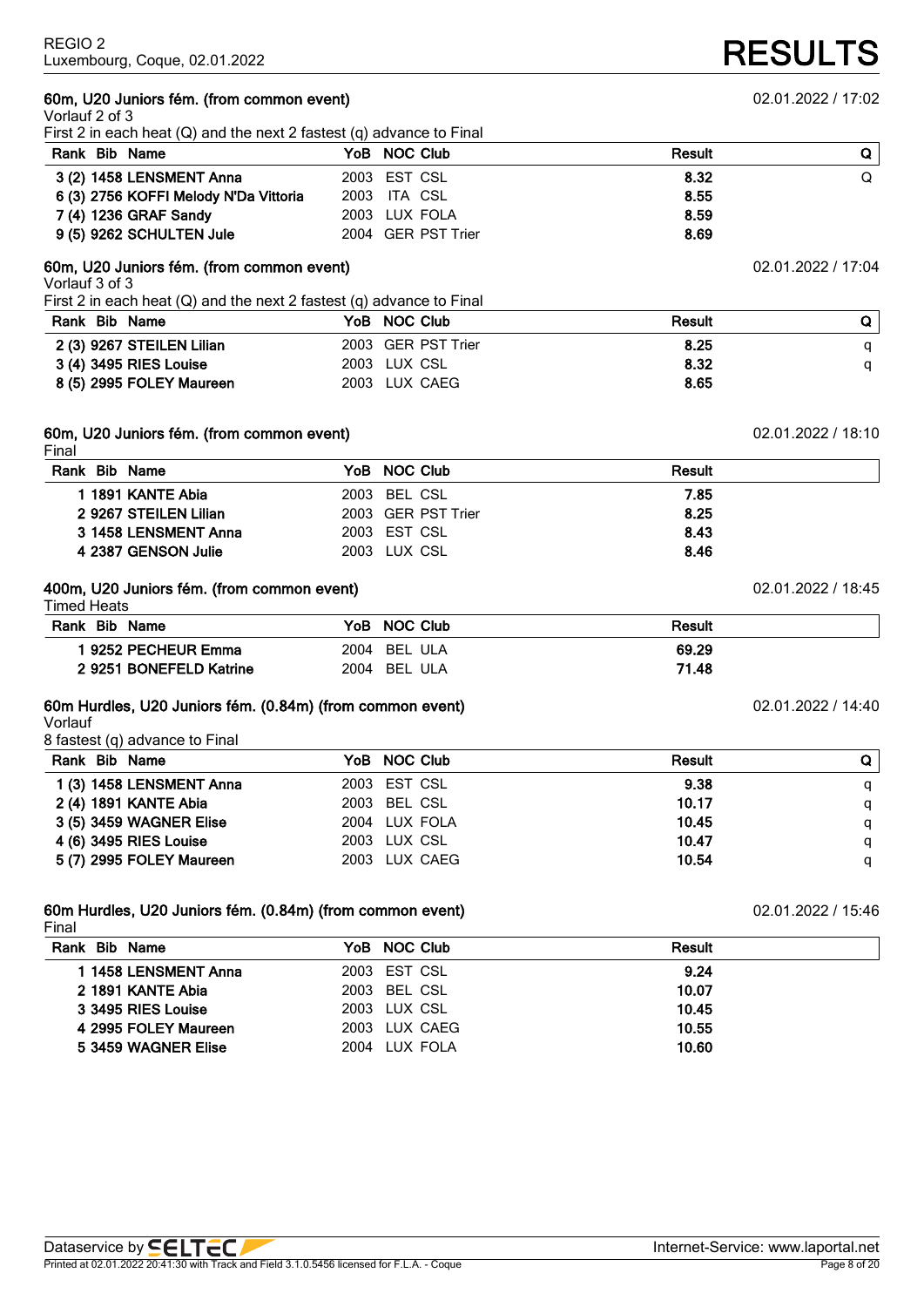## 60m, U20 Juniors fém. (from common event)

02.01.2022 / 17:02

Vorlauf 2 of 3

First 2 in each heat (Q) and the next 2 fastest (q) advance to Final

| Rank | Bib | Name | YoB | NOC | Club | Result | Q |
|---|---|---|---|---|---|---|---|
| 3 (2) | 1458 | LENSMENT Anna | 2003 | EST | CSL | 8.32 | Q |
| 6 (3) | 2756 | KOFFI Melody N'Da Vittoria | 2003 | ITA | CSL | 8.55 | |
| 7 (4) | 1236 | GRAF Sandy | 2003 | LUX | FOLA | 8.59 | |
| 9 (5) | 9262 | SCHULTEN Jule | 2004 | GER | PST Trier | 8.69 | |

## 60m, U20 Juniors fém. (from common event)

02.01.2022 / 17:04

Vorlauf 3 of 3

First 2 in each heat (Q) and the next 2 fastest (q) advance to Final

| Rank | Bib | Name | YoB | NOC | Club | Result | Q |
|---|---|---|---|---|---|---|---|
| 2 (3) | 9267 | STEILEN Lilian | 2003 | GER | PST Trier | 8.25 | q |
| 3 (4) | 3495 | RIES Louise | 2003 | LUX | CSL | 8.32 | q |
| 8 (5) | 2995 | FOLEY Maureen | 2003 | LUX | CAEG | 8.65 | |

## 60m, U20 Juniors fém. (from common event)

02.01.2022 / 18:10

Final

| Rank | Bib | Name | YoB | NOC | Club | Result |
|---|---|---|---|---|---|---|
| 1 | 1891 | KANTE Abia | 2003 | BEL | CSL | 7.85 |
| 2 | 9267 | STEILEN Lilian | 2003 | GER | PST Trier | 8.25 |
| 3 | 1458 | LENSMENT Anna | 2003 | EST | CSL | 8.43 |
| 4 | 2387 | GENSON Julie | 2003 | LUX | CSL | 8.46 |

## 400m, U20 Juniors fém. (from common event)

02.01.2022 / 18:45

Timed Heats

| Rank | Bib | Name | YoB | NOC | Club | Result |
|---|---|---|---|---|---|---|
| 1 | 9252 | PECHEUR Emma | 2004 | BEL | ULA | 69.29 |
| 2 | 9251 | BONEFELD Katrine | 2004 | BEL | ULA | 71.48 |

## 60m Hurdles, U20 Juniors fém. (0.84m) (from common event)

02.01.2022 / 14:40

Vorlauf

8 fastest (q) advance to Final

| Rank | Bib | Name | YoB | NOC | Club | Result | Q |
|---|---|---|---|---|---|---|---|
| 1 (3) | 1458 | LENSMENT Anna | 2003 | EST | CSL | 9.38 | q |
| 2 (4) | 1891 | KANTE Abia | 2003 | BEL | CSL | 10.17 | q |
| 3 (5) | 3459 | WAGNER Elise | 2004 | LUX | FOLA | 10.45 | q |
| 4 (6) | 3495 | RIES Louise | 2003 | LUX | CSL | 10.47 | q |
| 5 (7) | 2995 | FOLEY Maureen | 2003 | LUX | CAEG | 10.54 | q |

## 60m Hurdles, U20 Juniors fém. (0.84m) (from common event)

02.01.2022 / 15:46

Final

| Rank | Bib | Name | YoB | NOC | Club | Result |
|---|---|---|---|---|---|---|
| 1 | 1458 | LENSMENT Anna | 2003 | EST | CSL | 9.24 |
| 2 | 1891 | KANTE Abia | 2003 | BEL | CSL | 10.07 |
| 3 | 3495 | RIES Louise | 2003 | LUX | CSL | 10.45 |
| 4 | 2995 | FOLEY Maureen | 2003 | LUX | CAEG | 10.55 |
| 5 | 3459 | WAGNER Elise | 2004 | LUX | FOLA | 10.60 |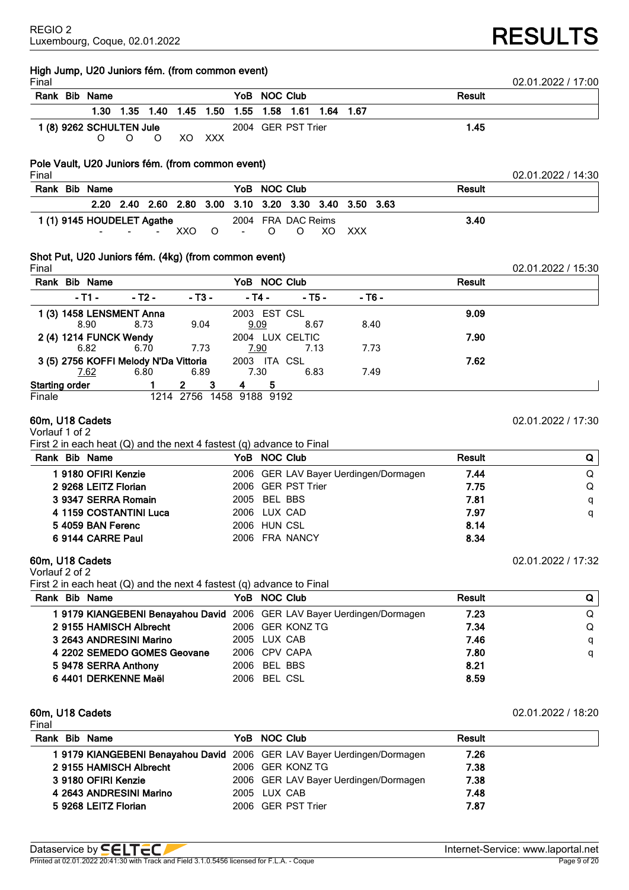REGIO 2
Luxembourg, Coque, 02.01.2022

# RESULTS

## High Jump, U20 Juniors fém. (from common event)

Final — 02.01.2022 / 17:00

| Rank | Bib | Name | 1.30 | 1.35 | 1.40 | 1.45 | 1.50 | 1.55 | 1.58 | 1.61 | 1.64 | 1.67 | YoB | NOC | Club | Result |
|---|---|---|---|---|---|---|---|---|---|---|---|---|---|---|---|---|
| 1 (8) | 9262 | SCHULTEN Jule | O | O | O | XO | XXX | | | | | | 2004 | GER | PST Trier | 1.45 |

## Pole Vault, U20 Juniors fém. (from common event)

Final — 02.01.2022 / 14:30

| Rank | Bib | Name | 2.20 | 2.40 | 2.60 | 2.80 | 3.00 | 3.10 | 3.20 | 3.30 | 3.40 | 3.50 | 3.63 | YoB | NOC | Club | Result |
|---|---|---|---|---|---|---|---|---|---|---|---|---|---|---|---|---|---|
| 1 (1) | 9145 | HOUDELET Agathe | - | - | - | XXO | O | - | O | O | XO | XXX | | 2004 | FRA | DAC Reims | 3.40 |

## Shot Put, U20 Juniors fém. (4kg) (from common event)

Final — 02.01.2022 / 15:30

| Rank | Bib | Name | YoB | NOC | Club | - T1 - | - T2 - | - T3 - | - T4 - | - T5 - | - T6 - | Result |
|---|---|---|---|---|---|---|---|---|---|---|---|---|
| 1 (3) | 1458 | LENSMENT Anna | 2003 | EST | CSL | 8.90 | 8.73 | 9.04 | 9.09 | 8.67 | 8.40 | 9.09 |
| 2 (4) | 1214 | FUNCK Wendy | 2004 | LUX | CELTIC | 6.82 | 6.70 | 7.73 | 7.90 | 7.13 | 7.73 | 7.90 |
| 3 (5) | 2756 | KOFFI Melody N'Da Vittoria | 2003 | ITA | CSL | 7.62 | 6.80 | 6.89 | 7.30 | 6.83 | 7.49 | 7.62 |

| Starting order | 1 | 2 | 3 | 4 | 5 |
|---|---|---|---|---|---|
| Finale | 1214 | 2756 | 1458 | 9188 | 9192 |

## 60m, U18 Cadets

Vorlauf 1 of 2 — 02.01.2022 / 17:30

First 2 in each heat (Q) and the next 4 fastest (q) advance to Final

| Rank | Bib | Name | YoB | NOC | Club | Result | Q |
|---|---|---|---|---|---|---|---|
| 1 | 9180 | OFIRI Kenzie | 2006 | GER | LAV Bayer Uerdingen/Dormagen | 7.44 | Q |
| 2 | 9268 | LEITZ Florian | 2006 | GER | PST Trier | 7.75 | Q |
| 3 | 9347 | SERRA Romain | 2005 | BEL | BBS | 7.81 | q |
| 4 | 1159 | COSTANTINI Luca | 2006 | LUX | CAD | 7.97 | q |
| 5 | 4059 | BAN Ferenc | 2006 | HUN | CSL | 8.14 | |
| 6 | 9144 | CARRE Paul | 2006 | FRA | NANCY | 8.34 | |

## 60m, U18 Cadets

Vorlauf 2 of 2 — 02.01.2022 / 17:32

First 2 in each heat (Q) and the next 4 fastest (q) advance to Final

| Rank | Bib | Name | YoB | NOC | Club | Result | Q |
|---|---|---|---|---|---|---|---|
| 1 | 9179 | KIANGEBENI Benayahou David | 2006 | GER | LAV Bayer Uerdingen/Dormagen | 7.23 | Q |
| 2 | 9155 | HAMISCH Albrecht | 2006 | GER | KONZ TG | 7.34 | Q |
| 3 | 2643 | ANDRESINI Marino | 2005 | LUX | CAB | 7.46 | q |
| 4 | 2202 | SEMEDO GOMES Geovane | 2006 | CPV | CAPA | 7.80 | q |
| 5 | 9478 | SERRA Anthony | 2006 | BEL | BBS | 8.21 | |
| 6 | 4401 | DERKENNE Maël | 2006 | BEL | CSL | 8.59 | |

## 60m, U18 Cadets

Final — 02.01.2022 / 18:20

| Rank | Bib | Name | YoB | NOC | Club | Result |
|---|---|---|---|---|---|---|
| 1 | 9179 | KIANGEBENI Benayahou David | 2006 | GER | LAV Bayer Uerdingen/Dormagen | 7.26 |
| 2 | 9155 | HAMISCH Albrecht | 2006 | GER | KONZ TG | 7.38 |
| 3 | 9180 | OFIRI Kenzie | 2006 | GER | LAV Bayer Uerdingen/Dormagen | 7.38 |
| 4 | 2643 | ANDRESINI Marino | 2005 | LUX | CAB | 7.48 |
| 5 | 9268 | LEITZ Florian | 2006 | GER | PST Trier | 7.87 |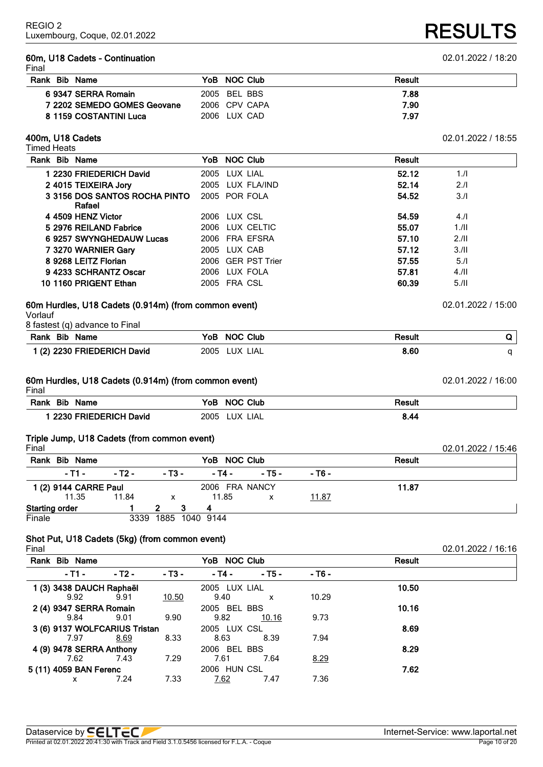REGIO 2
Luxembourg, Coque, 02.01.2022

# RESULTS

## 60m, U18 Cadets - Continuation

02.01.2022 / 18:20

Final

| Rank | Bib | Name | YoB | NOC | Club | Result |
|---|---|---|---|---|---|---|
| 6 | 9347 | SERRA Romain | 2005 | BEL | BBS | 7.88 |
| 7 | 2202 | SEMEDO GOMES Geovane | 2006 | CPV | CAPA | 7.90 |
| 8 | 1159 | COSTANTINI Luca | 2006 | LUX | CAD | 7.97 |

## 400m, U18 Cadets

02.01.2022 / 18:55

Timed Heats

| Rank | Bib | Name | YoB | NOC | Club | Result | |
|---|---|---|---|---|---|---|---|
| 1 | 2230 | FRIEDERICH David | 2005 | LUX | LIAL | 52.12 | 1./I |
| 2 | 4015 | TEIXEIRA Jory | 2005 | LUX | FLA/IND | 52.14 | 2./I |
| 3 | 3156 | DOS SANTOS ROCHA PINTO Rafael | 2005 | POR | FOLA | 54.52 | 3./I |
| 4 | 4509 | HENZ Victor | 2006 | LUX | CSL | 54.59 | 4./I |
| 5 | 2976 | REILAND Fabrice | 2006 | LUX | CELTIC | 55.07 | 1./II |
| 6 | 9257 | SWYNGHEDAUW Lucas | 2006 | FRA | EFSRA | 57.10 | 2./II |
| 7 | 3270 | WARNIER Gary | 2005 | LUX | CAB | 57.12 | 3./II |
| 8 | 9268 | LEITZ Florian | 2006 | GER | PST Trier | 57.55 | 5./I |
| 9 | 4233 | SCHRANTZ Oscar | 2006 | LUX | FOLA | 57.81 | 4./II |
| 10 | 1160 | PRIGENT Ethan | 2005 | FRA | CSL | 60.39 | 5./II |

## 60m Hurdles, U18 Cadets (0.914m) (from common event)

02.01.2022 / 15:00

Vorlauf

8 fastest (q) advance to Final

| Rank | Bib | Name | YoB | NOC | Club | Result | Q |
|---|---|---|---|---|---|---|---|
| 1 (2) | 2230 | FRIEDERICH David | 2005 | LUX | LIAL | 8.60 | q |

## 60m Hurdles, U18 Cadets (0.914m) (from common event)

02.01.2022 / 16:00

Final

| Rank | Bib | Name | YoB | NOC | Club | Result |
|---|---|---|---|---|---|---|
| 1 | 2230 | FRIEDERICH David | 2005 | LUX | LIAL | 8.44 |

## Triple Jump, U18 Cadets (from common event)

02.01.2022 / 15:46

Final

| Rank | Bib | Name | YoB | NOC | Club | - T1 - | - T2 - | - T3 - | - T4 - | - T5 - | - T6 - | Result |
|---|---|---|---|---|---|---|---|---|---|---|---|---|
| 1 (2) | 9144 | CARRE Paul | 2006 | FRA | NANCY | 11.35 | 11.84 | x | 11.85 | x | 11.87 | 11.87 |

| Starting order | 1 | 2 | 3 | 4 |
|---|---|---|---|---|
| Finale | 3339 | 1885 | 1040 | 9144 |

## Shot Put, U18 Cadets (5kg) (from common event)

02.01.2022 / 16:16

Final

| Rank | Bib | Name | YoB | NOC | Club | - T1 - | - T2 - | - T3 - | - T4 - | - T5 - | - T6 - | Result |
|---|---|---|---|---|---|---|---|---|---|---|---|---|
| 1 (3) | 3438 | DAUCH Raphaël | 2005 | LUX | LIAL | 9.92 | 9.91 | 10.50 | 9.40 | x | 10.29 | 10.50 |
| 2 (4) | 9347 | SERRA Romain | 2005 | BEL | BBS | 9.84 | 9.01 | 9.90 | 9.82 | 10.16 | 9.73 | 10.16 |
| 3 (6) | 9137 | WOLFCARIUS Tristan | 2005 | LUX | CSL | 7.97 | 8.69 | 8.33 | 8.63 | 8.39 | 7.94 | 8.69 |
| 4 (9) | 9478 | SERRA Anthony | 2006 | BEL | BBS | 7.62 | 7.43 | 7.29 | 7.61 | 7.64 | 8.29 | 8.29 |
| 5 (11) | 4059 | BAN Ferenc | 2006 | HUN | CSL | x | 7.24 | 7.33 | 7.62 | 7.47 | 7.36 | 7.62 |

Dataservice by SELTEC — Internet-Service: www.laportal.net

Printed at 02.01.2022 20:41:30 with Track and Field 3.1.0.5456 licensed for F.L.A. - Coque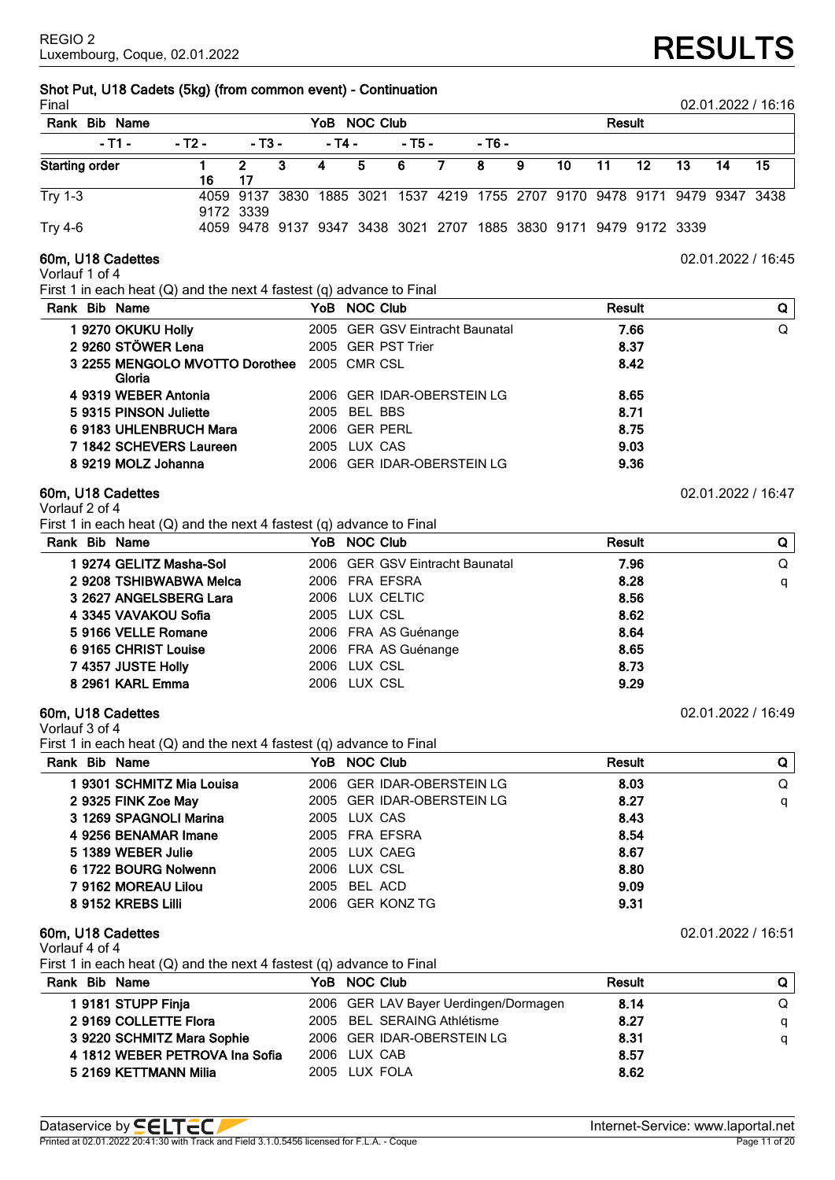## Shot Put, U18 Cadets (5kg) (from common event) - Continuation

Final — 02.01.2022 / 16:16

| Rank | Bib | Name | | | YoB | NOC | Club | Result |
|---|---|---|---|---|---|---|---|---|
| - T1 - | - T2 - | - T3 - | - T4 - | - T5 - | - T6 - | | | |

| Starting order | 1 | 2 | 3 | 4 | 5 | 6 | 7 | 8 | 9 | 10 | 11 | 12 | 13 | 14 | 15 | 16 | 17 |
|---|---|---|---|---|---|---|---|---|---|---|---|---|---|---|---|---|---|
| Try 1-3 | 4059 | 9137 | 3830 | 1885 | 3021 | 1537 | 4219 | 1755 | 2707 | 9170 | 9478 | 9171 | 9479 | 9347 | 3438 | 9172 | 3339 |
| Try 4-6 | 4059 | 9478 | 9137 | 9347 | 3438 | 3021 | 2707 | 1885 | 3830 | 9171 | 9479 | 9172 | 3339 | | | | |

## 60m, U18 Cadettes

Vorlauf 1 of 4 — 02.01.2022 / 16:45

First 1 in each heat (Q) and the next 4 fastest (q) advance to Final

| Rank | Bib | Name | YoB | NOC | Club | Result | Q |
|---|---|---|---|---|---|---|---|
| 1 | 9270 | OKUKU Holly | 2005 | GER | GSV Eintracht Baunatal | 7.66 | Q |
| 2 | 9260 | STÖWER Lena | 2005 | GER | PST Trier | 8.37 | |
| 3 | 2255 | MENGOLO MVOTTO Dorothee Gloria | 2005 | CMR | CSL | 8.42 | |
| 4 | 9319 | WEBER Antonia | 2006 | GER | IDAR-OBERSTEIN LG | 8.65 | |
| 5 | 9315 | PINSON Juliette | 2005 | BEL | BBS | 8.71 | |
| 6 | 9183 | UHLENBRUCH Mara | 2006 | GER | PERL | 8.75 | |
| 7 | 1842 | SCHEVERS Laureen | 2005 | LUX | CAS | 9.03 | |
| 8 | 9219 | MOLZ Johanna | 2006 | GER | IDAR-OBERSTEIN LG | 9.36 | |

## 60m, U18 Cadettes

Vorlauf 2 of 4 — 02.01.2022 / 16:47

First 1 in each heat (Q) and the next 4 fastest (q) advance to Final

| Rank | Bib | Name | YoB | NOC | Club | Result | Q |
|---|---|---|---|---|---|---|---|
| 1 | 9274 | GELITZ Masha-Sol | 2006 | GER | GSV Eintracht Baunatal | 7.96 | Q |
| 2 | 9208 | TSHIBWABWA Melca | 2006 | FRA | EFSRA | 8.28 | q |
| 3 | 2627 | ANGELSBERG Lara | 2006 | LUX | CELTIC | 8.56 | |
| 4 | 3345 | VAVAKOU Sofia | 2005 | LUX | CSL | 8.62 | |
| 5 | 9166 | VELLE Romane | 2006 | FRA | AS Guénange | 8.64 | |
| 6 | 9165 | CHRIST Louise | 2006 | FRA | AS Guénange | 8.65 | |
| 7 | 4357 | JUSTE Holly | 2006 | LUX | CSL | 8.73 | |
| 8 | 2961 | KARL Emma | 2006 | LUX | CSL | 9.29 | |

## 60m, U18 Cadettes

Vorlauf 3 of 4 — 02.01.2022 / 16:49

First 1 in each heat (Q) and the next 4 fastest (q) advance to Final

| Rank | Bib | Name | YoB | NOC | Club | Result | Q |
|---|---|---|---|---|---|---|---|
| 1 | 9301 | SCHMITZ Mia Louisa | 2006 | GER | IDAR-OBERSTEIN LG | 8.03 | Q |
| 2 | 9325 | FINK Zoe May | 2005 | GER | IDAR-OBERSTEIN LG | 8.27 | q |
| 3 | 1269 | SPAGNOLI Marina | 2005 | LUX | CAS | 8.43 | |
| 4 | 9256 | BENAMAR Imane | 2005 | FRA | EFSRA | 8.54 | |
| 5 | 1389 | WEBER Julie | 2005 | LUX | CAEG | 8.67 | |
| 6 | 1722 | BOURG Nolwenn | 2006 | LUX | CSL | 8.80 | |
| 7 | 9162 | MOREAU Lilou | 2005 | BEL | ACD | 9.09 | |
| 8 | 9152 | KREBS Lilli | 2006 | GER | KONZ TG | 9.31 | |

## 60m, U18 Cadettes

Vorlauf 4 of 4 — 02.01.2022 / 16:51

First 1 in each heat (Q) and the next 4 fastest (q) advance to Final

| Rank | Bib | Name | YoB | NOC | Club | Result | Q |
|---|---|---|---|---|---|---|---|
| 1 | 9181 | STUPP Finja | 2006 | GER | LAV Bayer Uerdingen/Dormagen | 8.14 | Q |
| 2 | 9169 | COLLETTE Flora | 2005 | BEL | SERAING Athlétisme | 8.27 | q |
| 3 | 9220 | SCHMITZ Mara Sophie | 2006 | GER | IDAR-OBERSTEIN LG | 8.31 | q |
| 4 | 1812 | WEBER PETROVA Ina Sofia | 2006 | LUX | CAB | 8.57 | |
| 5 | 2169 | KETTMANN Milia | 2005 | LUX | FOLA | 8.62 | |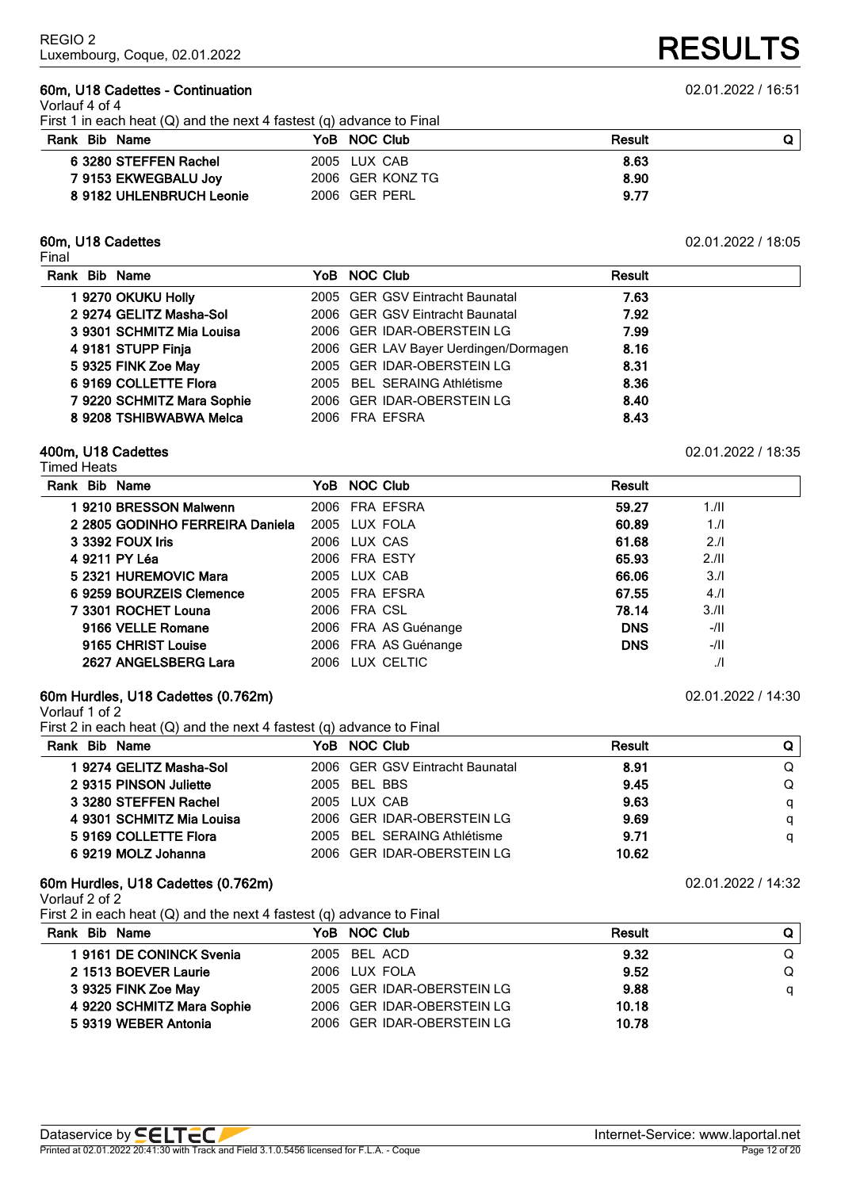## 60m, U18 Cadettes - Continuation

02.01.2022 / 16:51

Vorlauf 4 of 4

First 1 in each heat (Q) and the next 4 fastest (q) advance to Final

| Rank | Bib | Name | YoB | NOC | Club | Result | Q |
|---|---|---|---|---|---|---|---|
| 6 | 3280 | STEFFEN Rachel | 2005 | LUX | CAB | 8.63 | |
| 7 | 9153 | EKWEGBALU Joy | 2006 | GER | KONZ TG | 8.90 | |
| 8 | 9182 | UHLENBRUCH Leonie | 2006 | GER | PERL | 9.77 | |

## 60m, U18 Cadettes

02.01.2022 / 18:05

Final

| Rank | Bib | Name | YoB | NOC | Club | Result |
|---|---|---|---|---|---|---|
| 1 | 9270 | OKUKU Holly | 2005 | GER | GSV Eintracht Baunatal | 7.63 |
| 2 | 9274 | GELITZ Masha-Sol | 2006 | GER | GSV Eintracht Baunatal | 7.92 |
| 3 | 9301 | SCHMITZ Mia Louisa | 2006 | GER | IDAR-OBERSTEIN LG | 7.99 |
| 4 | 9181 | STUPP Finja | 2006 | GER | LAV Bayer Uerdingen/Dormagen | 8.16 |
| 5 | 9325 | FINK Zoe May | 2005 | GER | IDAR-OBERSTEIN LG | 8.31 |
| 6 | 9169 | COLLETTE Flora | 2005 | BEL | SERAING Athlétisme | 8.36 |
| 7 | 9220 | SCHMITZ Mara Sophie | 2006 | GER | IDAR-OBERSTEIN LG | 8.40 |
| 8 | 9208 | TSHIBWABWA Melca | 2006 | FRA | EFSRA | 8.43 |

## 400m, U18 Cadettes

02.01.2022 / 18:35

Timed Heats

| Rank | Bib | Name | YoB | NOC | Club | Result | |
|---|---|---|---|---|---|---|---|
| 1 | 9210 | BRESSON Malwenn | 2006 | FRA | EFSRA | 59.27 | 1./II |
| 2 | 2805 | GODINHO FERREIRA Daniela | 2005 | LUX | FOLA | 60.89 | 1./I |
| 3 | 3392 | FOUX Iris | 2006 | LUX | CAS | 61.68 | 2./I |
| 4 | 9211 | PY Léa | 2006 | FRA | ESTY | 65.93 | 2./II |
| 5 | 2321 | HUREMOVIC Mara | 2005 | LUX | CAB | 66.06 | 3./I |
| 6 | 9259 | BOURZEIS Clemence | 2005 | FRA | EFSRA | 67.55 | 4./I |
| 7 | 3301 | ROCHET Louna | 2006 | FRA | CSL | 78.14 | 3./II |
| | 9166 | VELLE Romane | 2006 | FRA | AS Guénange | DNS | -/II |
| | 9165 | CHRIST Louise | 2006 | FRA | AS Guénange | DNS | -/II |
| | 2627 | ANGELSBERG Lara | 2006 | LUX | CELTIC | | ./I |

## 60m Hurdles, U18 Cadettes (0.762m)

02.01.2022 / 14:30

Vorlauf 1 of 2

First 2 in each heat (Q) and the next 4 fastest (q) advance to Final

| Rank | Bib | Name | YoB | NOC | Club | Result | Q |
|---|---|---|---|---|---|---|---|
| 1 | 9274 | GELITZ Masha-Sol | 2006 | GER | GSV Eintracht Baunatal | 8.91 | Q |
| 2 | 9315 | PINSON Juliette | 2005 | BEL | BBS | 9.45 | Q |
| 3 | 3280 | STEFFEN Rachel | 2005 | LUX | CAB | 9.63 | q |
| 4 | 9301 | SCHMITZ Mia Louisa | 2006 | GER | IDAR-OBERSTEIN LG | 9.69 | q |
| 5 | 9169 | COLLETTE Flora | 2005 | BEL | SERAING Athlétisme | 9.71 | q |
| 6 | 9219 | MOLZ Johanna | 2006 | GER | IDAR-OBERSTEIN LG | 10.62 | |

## 60m Hurdles, U18 Cadettes (0.762m)

02.01.2022 / 14:32

Vorlauf 2 of 2

First 2 in each heat (Q) and the next 4 fastest (q) advance to Final

| Rank | Bib | Name | YoB | NOC | Club | Result | Q |
|---|---|---|---|---|---|---|---|
| 1 | 9161 | DE CONINCK Svenia | 2005 | BEL | ACD | 9.32 | Q |
| 2 | 1513 | BOEVER Laurie | 2006 | LUX | FOLA | 9.52 | Q |
| 3 | 9325 | FINK Zoe May | 2005 | GER | IDAR-OBERSTEIN LG | 9.88 | q |
| 4 | 9220 | SCHMITZ Mara Sophie | 2006 | GER | IDAR-OBERSTEIN LG | 10.18 | |
| 5 | 9319 | WEBER Antonia | 2006 | GER | IDAR-OBERSTEIN LG | 10.78 | |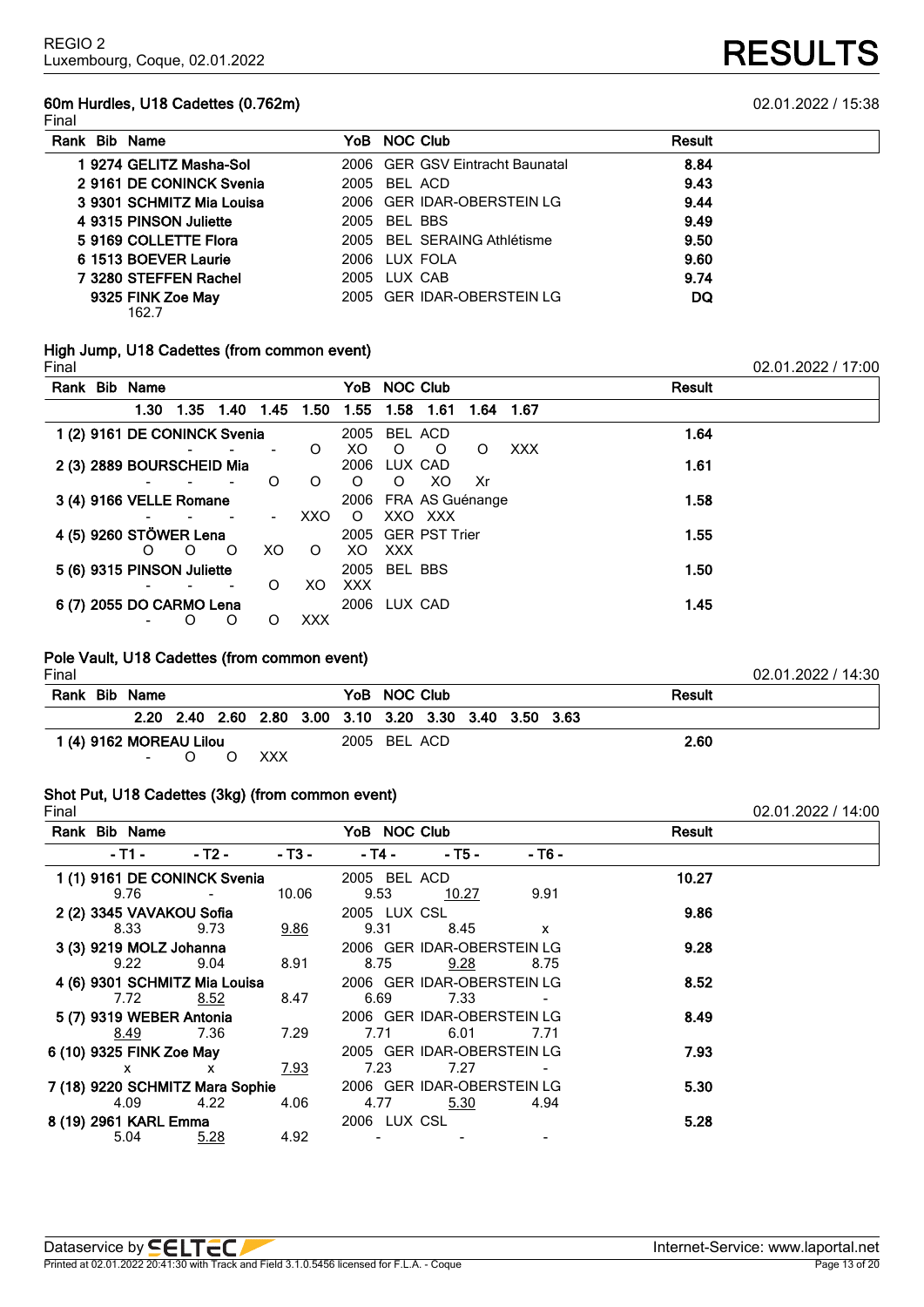REGIO 2
Luxembourg, Coque, 02.01.2022

# RESULTS

## 60m Hurdles, U18 Cadettes (0.762m)

Final — 02.01.2022 / 15:38

| Rank | Bib | Name | YoB | NOC | Club | Result |
|---|---|---|---|---|---|---|
| 1 | 9274 | GELITZ Masha-Sol | 2006 | GER | GSV Eintracht Baunatal | 8.84 |
| 2 | 9161 | DE CONINCK Svenia | 2005 | BEL | ACD | 9.43 |
| 3 | 9301 | SCHMITZ Mia Louisa | 2006 | GER | IDAR-OBERSTEIN LG | 9.44 |
| 4 | 9315 | PINSON Juliette | 2005 | BEL | BBS | 9.49 |
| 5 | 9169 | COLLETTE Flora | 2005 | BEL | SERAING Athlétisme | 9.50 |
| 6 | 1513 | BOEVER Laurie | 2006 | LUX | FOLA | 9.60 |
| 7 | 3280 | STEFFEN Rachel | 2005 | LUX | CAB | 9.74 |
| | 9325 | FINK Zoe May<br>162.7 | 2005 | GER | IDAR-OBERSTEIN LG | DQ |

## High Jump, U18 Cadettes (from common event)

Final — 02.01.2022 / 17:00

| Rank | Bib | Name | YoB | NOC | Club | 1.30 | 1.35 | 1.40 | 1.45 | 1.50 | 1.55 | 1.58 | 1.61 | 1.64 | 1.67 | Result |
|---|---|---|---|---|---|---|---|---|---|---|---|---|---|---|---|---|
| 1 | (2) 9161 | DE CONINCK Svenia | 2005 | BEL | ACD | - | - | - | - | O | XO | O | O | O | XXX | 1.64 |
| 2 | (3) 2889 | BOURSCHEID Mia | 2006 | LUX | CAD | - | - | - | O | O | O | O | XO | Xr | | 1.61 |
| 3 | (4) 9166 | VELLE Romane | 2006 | FRA | AS Guénange | - | - | - | - | XXO | O | XXO | XXX | | | 1.58 |
| 4 | (5) 9260 | STÖWER Lena | 2005 | GER | PST Trier | O | O | O | XO | O | XO | XXX | | | | 1.55 |
| 5 | (6) 9315 | PINSON Juliette | 2005 | BEL | BBS | - | - | - | O | XO | XXX | | | | | 1.50 |
| 6 | (7) 2055 | DO CARMO Lena | 2006 | LUX | CAD | - | O | O | O | XXX | | | | | | 1.45 |

## Pole Vault, U18 Cadettes (from common event)

Final — 02.01.2022 / 14:30

| Rank | Bib | Name | YoB | NOC | Club | 2.20 | 2.40 | 2.60 | 2.80 | 3.00 | 3.10 | 3.20 | 3.30 | 3.40 | 3.50 | 3.63 | Result |
|---|---|---|---|---|---|---|---|---|---|---|---|---|---|---|---|---|---|
| 1 | (4) 9162 | MOREAU Lilou | 2005 | BEL | ACD | - | O | O | XXX | | | | | | | | 2.60 |

## Shot Put, U18 Cadettes (3kg) (from common event)

Final — 02.01.2022 / 14:00

| Rank | Bib | Name | YoB | NOC | Club | - T1 - | - T2 - | - T3 - | - T4 - | - T5 - | - T6 - | Result |
|---|---|---|---|---|---|---|---|---|---|---|---|---|
| 1 | (1) 9161 | DE CONINCK Svenia | 2005 | BEL | ACD | 9.76 | - | 10.06 | 9.53 | 10.27 | 9.91 | 10.27 |
| 2 | (2) 3345 | VAVAKOU Sofia | 2005 | LUX | CSL | 8.33 | 9.73 | 9.86 | 9.31 | 8.45 | x | 9.86 |
| 3 | (3) 9219 | MOLZ Johanna | 2006 | GER | IDAR-OBERSTEIN LG | 9.22 | 9.04 | 8.91 | 8.75 | 9.28 | 8.75 | 9.28 |
| 4 | (6) 9301 | SCHMITZ Mia Louisa | 2006 | GER | IDAR-OBERSTEIN LG | 7.72 | 8.52 | 8.47 | 6.69 | 7.33 | - | 8.52 |
| 5 | (7) 9319 | WEBER Antonia | 2006 | GER | IDAR-OBERSTEIN LG | 8.49 | 7.36 | 7.29 | 7.71 | 6.01 | 7.71 | 8.49 |
| 6 | (10) 9325 | FINK Zoe May | 2005 | GER | IDAR-OBERSTEIN LG | x | x | 7.93 | 7.23 | 7.27 | - | 7.93 |
| 7 | (18) 9220 | SCHMITZ Mara Sophie | 2006 | GER | IDAR-OBERSTEIN LG | 4.09 | 4.22 | 4.06 | 4.77 | 5.30 | 4.94 | 5.30 |
| 8 | (19) 2961 | KARL Emma | 2006 | LUX | CSL | 5.04 | 5.28 | 4.92 | - | - | - | 5.28 |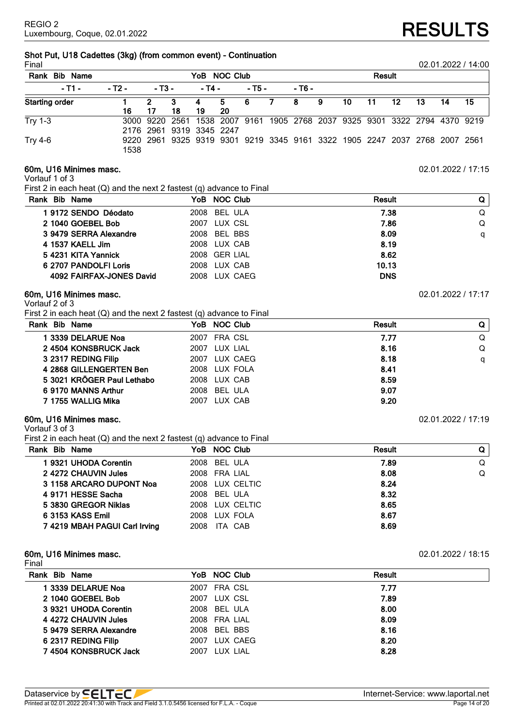REGIO 2
Luxembourg, Coque, 02.01.2022

# RESULTS

## Shot Put, U18 Cadettes (3kg) (from common event) - Continuation

Final — 02.01.2022 / 14:00

| Rank Bib Name | | | | | YoB NOC Club | | | | | | | | Result | | |
|---|---|---|---|---|---|---|---|---|---|---|---|---|---|---|---|
| - T1 - | - T2 - | - T3 - | - T4 - | - T5 - | - T6 - | | | | | | | | | | |

| Starting order | 1 | 2 | 3 | 4 | 5 | 6 | 7 | 8 | 9 | 10 | 11 | 12 | 13 | 14 | 15 |
|---|---|---|---|---|---|---|---|---|---|---|---|---|---|---|---|
| | 16 | 17 | 18 | 19 | 20 | | | | | | | | | | |
| Try 1-3 | 3000 | 9220 | 2561 | 1538 | 2007 | 9161 | 1905 | 2768 | 2037 | 9325 | 9301 | 3322 | 2794 | 4370 | 9219 |
| | 2176 | 2961 | 9319 | 3345 | 2247 | | | | | | | | | | |
| Try 4-6 | 9220 | 2961 | 9325 | 9319 | 9301 | 9219 | 3345 | 9161 | 3322 | 1905 | 2247 | 2037 | 2768 | 2007 | 2561 |
| | 1538 | | | | | | | | | | | | | | |

## 60m, U16 Minimes masc.

Vorlauf 1 of 3 — 02.01.2022 / 17:15

First 2 in each heat (Q) and the next 2 fastest (q) advance to Final

| Rank | Bib | Name | YoB | NOC | Club | Result | Q |
|---|---|---|---|---|---|---|---|
| 1 | 9172 | SENDO Déodato | 2008 | BEL | ULA | 7.38 | Q |
| 2 | 1040 | GOEBEL Bob | 2007 | LUX | CSL | 7.86 | Q |
| 3 | 9479 | SERRA Alexandre | 2008 | BEL | BBS | 8.09 | q |
| 4 | 1537 | KAELL Jim | 2008 | LUX | CAB | 8.19 | |
| 5 | 4231 | KITA Yannick | 2008 | GER | LIAL | 8.62 | |
| 6 | 2707 | PANDOLFI Loris | 2008 | LUX | CAB | 10.13 | |
| | 4092 | FAIRFAX-JONES David | 2008 | LUX | CAEG | DNS | |

## 60m, U16 Minimes masc.

Vorlauf 2 of 3 — 02.01.2022 / 17:17

First 2 in each heat (Q) and the next 2 fastest (q) advance to Final

| Rank | Bib | Name | YoB | NOC | Club | Result | Q |
|---|---|---|---|---|---|---|---|
| 1 | 3339 | DELARUE Noa | 2007 | FRA | CSL | 7.77 | Q |
| 2 | 4504 | KONSBRUCK Jack | 2007 | LUX | LIAL | 8.16 | Q |
| 3 | 2317 | REDING Filip | 2007 | LUX | CAEG | 8.18 | q |
| 4 | 2868 | GILLENGERTEN Ben | 2008 | LUX | FOLA | 8.41 | |
| 5 | 3021 | KRÖGER Paul Lethabo | 2008 | LUX | CAB | 8.59 | |
| 6 | 9170 | MANNS Arthur | 2008 | BEL | ULA | 9.07 | |
| 7 | 1755 | WALLIG Mika | 2007 | LUX | CAB | 9.20 | |

## 60m, U16 Minimes masc.

Vorlauf 3 of 3 — 02.01.2022 / 17:19

First 2 in each heat (Q) and the next 2 fastest (q) advance to Final

| Rank | Bib | Name | YoB | NOC | Club | Result | Q |
|---|---|---|---|---|---|---|---|
| 1 | 9321 | UHODA Corentin | 2008 | BEL | ULA | 7.89 | Q |
| 2 | 4272 | CHAUVIN Jules | 2008 | FRA | LIAL | 8.08 | Q |
| 3 | 1158 | ARCARO DUPONT Noa | 2008 | LUX | CELTIC | 8.24 | |
| 4 | 9171 | HESSE Sacha | 2008 | BEL | ULA | 8.32 | |
| 5 | 3830 | GREGOR Niklas | 2008 | LUX | CELTIC | 8.65 | |
| 6 | 3153 | KASS Emil | 2008 | LUX | FOLA | 8.67 | |
| 7 | 4219 | MBAH PAGUI Carl Irving | 2008 | ITA | CAB | 8.69 | |

## 60m, U16 Minimes masc.

Final — 02.01.2022 / 18:15

| Rank | Bib | Name | YoB | NOC | Club | Result |
|---|---|---|---|---|---|---|
| 1 | 3339 | DELARUE Noa | 2007 | FRA | CSL | 7.77 |
| 2 | 1040 | GOEBEL Bob | 2007 | LUX | CSL | 7.89 |
| 3 | 9321 | UHODA Corentin | 2008 | BEL | ULA | 8.00 |
| 4 | 4272 | CHAUVIN Jules | 2008 | FRA | LIAL | 8.09 |
| 5 | 9479 | SERRA Alexandre | 2008 | BEL | BBS | 8.16 |
| 6 | 2317 | REDING Filip | 2007 | LUX | CAEG | 8.20 |
| 7 | 4504 | KONSBRUCK Jack | 2007 | LUX | LIAL | 8.28 |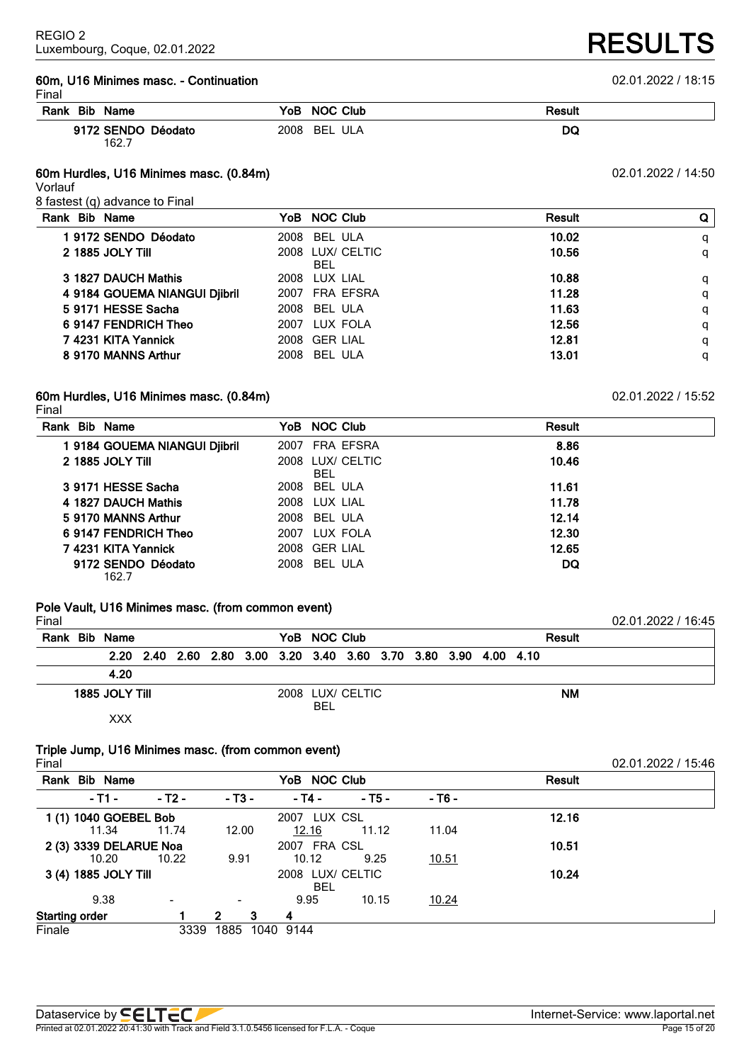REGIO 2
Luxembourg, Coque, 02.01.2022

# RESULTS

### 60m, U16 Minimes masc. - Continuation

02.01.2022 / 18:15

Final

| Rank | Bib | Name | YoB | NOC | Club | Result |
|---|---|---|---|---|---|---|
| | 9172 | SENDO Déodato 162.7 | 2008 | BEL | ULA | DQ |

### 60m Hurdles, U16 Minimes masc. (0.84m)

02.01.2022 / 14:50

Vorlauf

8 fastest (q) advance to Final

| Rank | Bib | Name | YoB | NOC | Club | Result | Q |
|---|---|---|---|---|---|---|---|
| 1 | 9172 | SENDO Déodato | 2008 | BEL | ULA | 10.02 | q |
| 2 | 1885 | JOLY Till | 2008 | LUX/ BEL | CELTIC | 10.56 | q |
| 3 | 1827 | DAUCH Mathis | 2008 | LUX | LIAL | 10.88 | q |
| 4 | 9184 | GOUEMA NIANGUI Djibril | 2007 | FRA | EFSRA | 11.28 | q |
| 5 | 9171 | HESSE Sacha | 2008 | BEL | ULA | 11.63 | q |
| 6 | 9147 | FENDRICH Theo | 2007 | LUX | FOLA | 12.56 | q |
| 7 | 4231 | KITA Yannick | 2008 | GER | LIAL | 12.81 | q |
| 8 | 9170 | MANNS Arthur | 2008 | BEL | ULA | 13.01 | q |

### 60m Hurdles, U16 Minimes masc. (0.84m)

02.01.2022 / 15:52

Final

| Rank | Bib | Name | YoB | NOC | Club | Result |
|---|---|---|---|---|---|---|
| 1 | 9184 | GOUEMA NIANGUI Djibril | 2007 | FRA | EFSRA | 8.86 |
| 2 | 1885 | JOLY Till | 2008 | LUX/ BEL | CELTIC | 10.46 |
| 3 | 9171 | HESSE Sacha | 2008 | BEL | ULA | 11.61 |
| 4 | 1827 | DAUCH Mathis | 2008 | LUX | LIAL | 11.78 |
| 5 | 9170 | MANNS Arthur | 2008 | BEL | ULA | 12.14 |
| 6 | 9147 | FENDRICH Theo | 2007 | LUX | FOLA | 12.30 |
| 7 | 4231 | KITA Yannick | 2008 | GER | LIAL | 12.65 |
| | 9172 | SENDO Déodato 162.7 | 2008 | BEL | ULA | DQ |

### Pole Vault, U16 Minimes masc. (from common event)

Final

02.01.2022 / 16:45

| Rank | Bib | Name | YoB | NOC | Club | Result |
|---|---|---|---|---|---|---|
| | | 2.20 2.40 2.60 2.80 3.00 3.20 3.40 3.60 3.70 3.80 3.90 4.00 4.10 4.20 | | | | |
| | 1885 | JOLY Till | 2008 | LUX/ BEL | CELTIC | NM |
| | | XXX | | | | |

### Triple Jump, U16 Minimes masc. (from common event)

Final

02.01.2022 / 15:46

| Rank | Bib | Name | YoB | NOC | Club | Result |
|---|---|---|---|---|---|---|
| 1 (1) | 1040 | GOEBEL Bob | 2007 | LUX | CSL | 12.16 |
| | | - T1 -: 11.34 · - T2 -: 11.74 · - T3 -: 12.00 · - T4 -: 12.16 · - T5 -: 11.12 · - T6 -: 11.04 | | | | |
| 2 (3) | 3339 | DELARUE Noa | 2007 | FRA | CSL | 10.51 |
| | | - T1 -: 10.20 · - T2 -: 10.22 · - T3 -: 9.91 · - T4 -: 10.12 · - T5 -: 9.25 · - T6 -: 10.51 | | | | |
| 3 (4) | 1885 | JOLY Till | 2008 | LUX/ BEL | CELTIC | 10.24 |
| | | - T1 -: 9.38 · - T2 -: - · - T3 -: - · - T4 -: 9.95 · - T5 -: 10.15 · - T6 -: 10.24 | | | | |

| Starting order | 1 | 2 | 3 | 4 |
|---|---|---|---|---|
| Finale | 3339 | 1885 | 1040 | 9144 |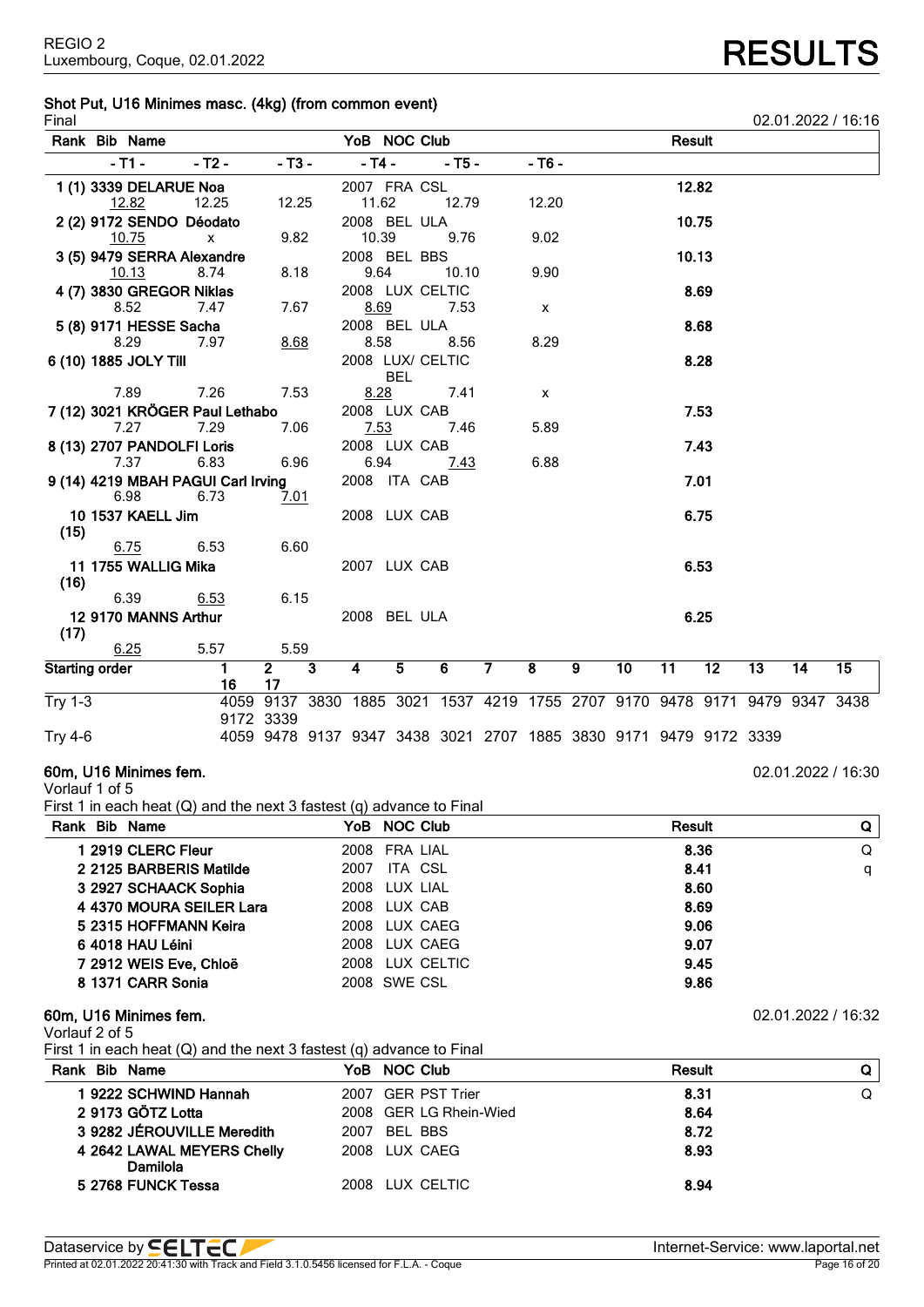REGIO 2
Luxembourg, Coque, 02.01.2022

# RESULTS

## Shot Put, U16 Minimes masc. (4kg) (from common event)

Final — 02.01.2022 / 16:16

| Rank | Bib | Name | YoB | NOC | Club | Result |
|---|---|---|---|---|---|---|
| | | - T1 - / - T2 - / - T3 - / - T4 - / - T5 - / - T6 - | | | | |
| 1 (1) | 3339 | DELARUE Noa | 2007 | FRA | CSL | 12.82 |
| | | 12.82 / 12.25 / 12.25 / 11.62 / 12.79 / 12.20 | | | | |
| 2 (2) | 9172 | SENDO Déodato | 2008 | BEL | ULA | 10.75 |
| | | 10.75 / x / 9.82 / 10.39 / 9.76 / 9.02 | | | | |
| 3 (5) | 9479 | SERRA Alexandre | 2008 | BEL | BBS | 10.13 |
| | | 10.13 / 8.74 / 8.18 / 9.64 / 10.10 / 9.90 | | | | |
| 4 (7) | 3830 | GREGOR Niklas | 2008 | LUX | CELTIC | 8.69 |
| | | 8.52 / 7.47 / 7.67 / 8.69 / 7.53 / x | | | | |
| 5 (8) | 9171 | HESSE Sacha | 2008 | BEL | ULA | 8.68 |
| | | 8.29 / 7.97 / 8.68 / 8.58 / 8.56 / 8.29 | | | | |
| 6 (10) | 1885 | JOLY Till | 2008 | LUX/ BEL | CELTIC | 8.28 |
| | | 7.89 / 7.26 / 7.53 / 8.28 / 7.41 / x | | | | |
| 7 (12) | 3021 | KRÖGER Paul Lethabo | 2008 | LUX | CAB | 7.53 |
| | | 7.27 / 7.29 / 7.06 / 7.53 / 7.46 / 5.89 | | | | |
| 8 (13) | 2707 | PANDOLFI Loris | 2008 | LUX | CAB | 7.43 |
| | | 7.37 / 6.83 / 6.96 / 6.94 / 7.43 / 6.88 | | | | |
| 9 (14) | 4219 | MBAH PAGUI Carl Irving | 2008 | ITA | CAB | 7.01 |
| | | 6.98 / 6.73 / 7.01 | | | | |
| 10 (15) | 1537 | KAELL Jim | 2008 | LUX | CAB | 6.75 |
| | | 6.75 / 6.53 / 6.60 | | | | |
| 11 (16) | 1755 | WALLIG Mika | 2007 | LUX | CAB | 6.53 |
| | | 6.39 / 6.53 / 6.15 | | | | |
| 12 (17) | 9170 | MANNS Arthur | 2008 | BEL | ULA | 6.25 |
| | | 6.25 / 5.57 / 5.59 | | | | |

| Starting order | 1 | 2 | 3 | 4 | 5 | 6 | 7 | 8 | 9 | 10 | 11 | 12 | 13 | 14 | 15 | 16 | 17 |
|---|---|---|---|---|---|---|---|---|---|---|---|---|---|---|---|---|---|
| Try 1-3 | 4059 | 9137 | 3830 | 1885 | 3021 | 1537 | 4219 | 1755 | 2707 | 9170 | 9478 | 9171 | 9479 | 9347 | 3438 | 9172 | 3339 |
| Try 4-6 | 4059 | 9478 | 9137 | 9347 | 3438 | 3021 | 2707 | 1885 | 3830 | 9171 | 9479 | 9172 | 3339 | | | | |

## 60m, U16 Minimes fem.

Vorlauf 1 of 5 — 02.01.2022 / 16:30

First 1 in each heat (Q) and the next 3 fastest (q) advance to Final

| Rank | Bib | Name | YoB | NOC | Club | Result | Q |
|---|---|---|---|---|---|---|---|
| 1 | 2919 | CLERC Fleur | 2008 | FRA | LIAL | 8.36 | Q |
| 2 | 2125 | BARBERIS Matilde | 2007 | ITA | CSL | 8.41 | q |
| 3 | 2927 | SCHAACK Sophia | 2008 | LUX | LIAL | 8.60 | |
| 4 | 4370 | MOURA SEILER Lara | 2008 | LUX | CAB | 8.69 | |
| 5 | 2315 | HOFFMANN Keira | 2008 | LUX | CAEG | 9.06 | |
| 6 | 4018 | HAU Léini | 2008 | LUX | CAEG | 9.07 | |
| 7 | 2912 | WEIS Eve, Chloë | 2008 | LUX | CELTIC | 9.45 | |
| 8 | 1371 | CARR Sonia | 2008 | SWE | CSL | 9.86 | |

## 60m, U16 Minimes fem.

Vorlauf 2 of 5 — 02.01.2022 / 16:32

First 1 in each heat (Q) and the next 3 fastest (q) advance to Final

| Rank | Bib | Name | YoB | NOC | Club | Result | Q |
|---|---|---|---|---|---|---|---|
| 1 | 9222 | SCHWIND Hannah | 2007 | GER | PST Trier | 8.31 | Q |
| 2 | 9173 | GÖTZ Lotta | 2008 | GER | LG Rhein-Wied | 8.64 | |
| 3 | 9282 | JÉROUVILLE Meredith | 2007 | BEL | BBS | 8.72 | |
| 4 | 2642 | LAWAL MEYERS Chelly Damilola | 2008 | LUX | CAEG | 8.93 | |
| 5 | 2768 | FUNCK Tessa | 2008 | LUX | CELTIC | 8.94 | |

Dataservice by SELTEC — Internet-Service: www.laportal.net

Printed at 02.01.2022 20:41:30 with Track and Field 3.1.0.5456 licensed for F.L.A. - Coque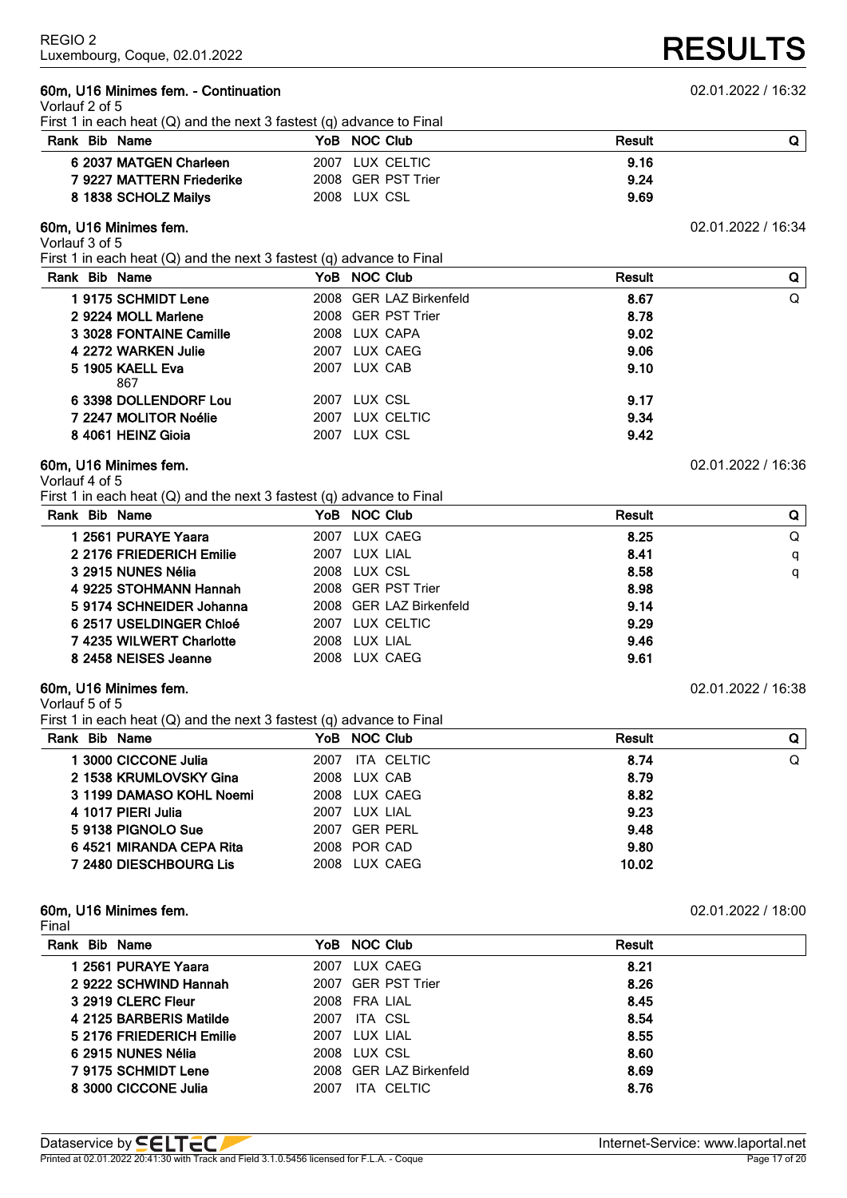REGIO 2
Luxembourg, Coque, 02.01.2022

# RESULTS

### 60m, U16 Minimes fem. - Continuation

02.01.2022 / 16:32

Vorlauf 2 of 5

First 1 in each heat (Q) and the next 3 fastest (q) advance to Final

| Rank | Bib | Name | YoB | NOC | Club | Result | Q |
|---|---|---|---|---|---|---|---|
| 6 | 2037 | MATGEN Charleen | 2007 | LUX | CELTIC | 9.16 | |
| 7 | 9227 | MATTERN Friederike | 2008 | GER | PST Trier | 9.24 | |
| 8 | 1838 | SCHOLZ Mailys | 2008 | LUX | CSL | 9.69 | |

### 60m, U16 Minimes fem.

02.01.2022 / 16:34

Vorlauf 3 of 5

First 1 in each heat (Q) and the next 3 fastest (q) advance to Final

| Rank | Bib | Name | YoB | NOC | Club | Result | Q |
|---|---|---|---|---|---|---|---|
| 1 | 9175 | SCHMIDT Lene | 2008 | GER | LAZ Birkenfeld | 8.67 | Q |
| 2 | 9224 | MOLL Marlene | 2008 | GER | PST Trier | 8.78 | |
| 3 | 3028 | FONTAINE Camille | 2008 | LUX | CAPA | 9.02 | |
| 4 | 2272 | WARKEN Julie | 2007 | LUX | CAEG | 9.06 | |
| 5 | 1905 | KAELL Eva 867 | 2007 | LUX | CAB | 9.10 | |
| 6 | 3398 | DOLLENDORF Lou | 2007 | LUX | CSL | 9.17 | |
| 7 | 2247 | MOLITOR Noélie | 2007 | LUX | CELTIC | 9.34 | |
| 8 | 4061 | HEINZ Gioia | 2007 | LUX | CSL | 9.42 | |

### 60m, U16 Minimes fem.

02.01.2022 / 16:36

Vorlauf 4 of 5

First 1 in each heat (Q) and the next 3 fastest (q) advance to Final

| Rank | Bib | Name | YoB | NOC | Club | Result | Q |
|---|---|---|---|---|---|---|---|
| 1 | 2561 | PURAYE Yaara | 2007 | LUX | CAEG | 8.25 | Q |
| 2 | 2176 | FRIEDERICH Emilie | 2007 | LUX | LIAL | 8.41 | q |
| 3 | 2915 | NUNES Nélia | 2008 | LUX | CSL | 8.58 | q |
| 4 | 9225 | STOHMANN Hannah | 2008 | GER | PST Trier | 8.98 | |
| 5 | 9174 | SCHNEIDER Johanna | 2008 | GER | LAZ Birkenfeld | 9.14 | |
| 6 | 2517 | USELDINGER Chloé | 2007 | LUX | CELTIC | 9.29 | |
| 7 | 4235 | WILWERT Charlotte | 2008 | LUX | LIAL | 9.46 | |
| 8 | 2458 | NEISES Jeanne | 2008 | LUX | CAEG | 9.61 | |

### 60m, U16 Minimes fem.

02.01.2022 / 16:38

Vorlauf 5 of 5

First 1 in each heat (Q) and the next 3 fastest (q) advance to Final

| Rank | Bib | Name | YoB | NOC | Club | Result | Q |
|---|---|---|---|---|---|---|---|
| 1 | 3000 | CICCONE Julia | 2007 | ITA | CELTIC | 8.74 | Q |
| 2 | 1538 | KRUMLOVSKY Gina | 2008 | LUX | CAB | 8.79 | |
| 3 | 1199 | DAMASO KOHL Noemi | 2008 | LUX | CAEG | 8.82 | |
| 4 | 1017 | PIERI Julia | 2007 | LUX | LIAL | 9.23 | |
| 5 | 9138 | PIGNOLO Sue | 2007 | GER | PERL | 9.48 | |
| 6 | 4521 | MIRANDA CEPA Rita | 2008 | POR | CAD | 9.80 | |
| 7 | 2480 | DIESCHBOURG Lis | 2008 | LUX | CAEG | 10.02 | |

### 60m, U16 Minimes fem.

02.01.2022 / 18:00

Final

| Rank | Bib | Name | YoB | NOC | Club | Result |
|---|---|---|---|---|---|---|
| 1 | 2561 | PURAYE Yaara | 2007 | LUX | CAEG | 8.21 |
| 2 | 9222 | SCHWIND Hannah | 2007 | GER | PST Trier | 8.26 |
| 3 | 2919 | CLERC Fleur | 2008 | FRA | LIAL | 8.45 |
| 4 | 2125 | BARBERIS Matilde | 2007 | ITA | CSL | 8.54 |
| 5 | 2176 | FRIEDERICH Emilie | 2007 | LUX | LIAL | 8.55 |
| 6 | 2915 | NUNES Nélia | 2008 | LUX | CSL | 8.60 |
| 7 | 9175 | SCHMIDT Lene | 2008 | GER | LAZ Birkenfeld | 8.69 |
| 8 | 3000 | CICCONE Julia | 2007 | ITA | CELTIC | 8.76 |

Dataservice by SELTEC — Internet-Service: www.laportal.net

Printed at 02.01.2022 20:41:30 with Track and Field 3.1.0.5456 licensed for F.L.A. - Coque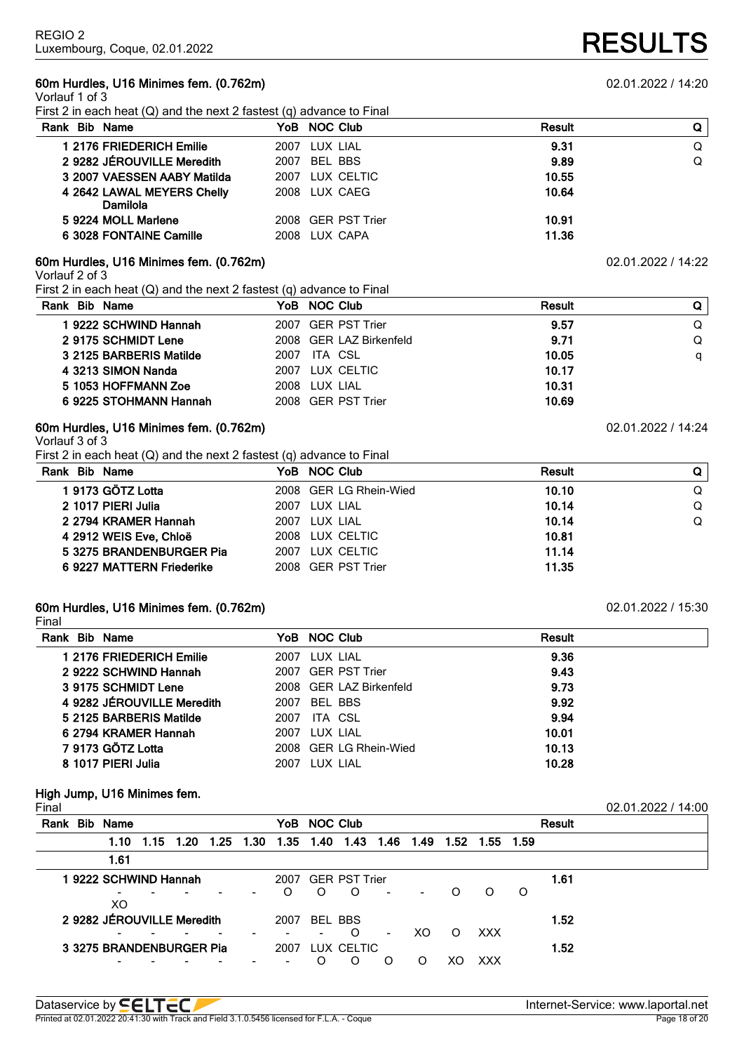REGIO 2
Luxembourg, Coque, 02.01.2022

# RESULTS

## 60m Hurdles, U16 Minimes fem. (0.762m)

02.01.2022 / 14:20

Vorlauf 1 of 3

First 2 in each heat (Q) and the next 2 fastest (q) advance to Final

| Rank | Bib | Name | YoB | NOC | Club | Result | Q |
|---|---|---|---|---|---|---|---|
| 1 | 2176 | FRIEDERICH Emilie | 2007 | LUX | LIAL | 9.31 | Q |
| 2 | 9282 | JÉROUVILLE Meredith | 2007 | BEL | BBS | 9.89 | Q |
| 3 | 2007 | VAESSEN AABY Matilda | 2007 | LUX | CELTIC | 10.55 | |
| 4 | 2642 | LAWAL MEYERS Chelly Damilola | 2008 | LUX | CAEG | 10.64 | |
| 5 | 9224 | MOLL Marlene | 2008 | GER | PST Trier | 10.91 | |
| 6 | 3028 | FONTAINE Camille | 2008 | LUX | CAPA | 11.36 | |

## 60m Hurdles, U16 Minimes fem. (0.762m)

02.01.2022 / 14:22

Vorlauf 2 of 3

First 2 in each heat (Q) and the next 2 fastest (q) advance to Final

| Rank | Bib | Name | YoB | NOC | Club | Result | Q |
|---|---|---|---|---|---|---|---|
| 1 | 9222 | SCHWIND Hannah | 2007 | GER | PST Trier | 9.57 | Q |
| 2 | 9175 | SCHMIDT Lene | 2008 | GER | LAZ Birkenfeld | 9.71 | Q |
| 3 | 2125 | BARBERIS Matilde | 2007 | ITA | CSL | 10.05 | q |
| 4 | 3213 | SIMON Nanda | 2007 | LUX | CELTIC | 10.17 | |
| 5 | 1053 | HOFFMANN Zoe | 2008 | LUX | LIAL | 10.31 | |
| 6 | 9225 | STOHMANN Hannah | 2008 | GER | PST Trier | 10.69 | |

## 60m Hurdles, U16 Minimes fem. (0.762m)

02.01.2022 / 14:24

Vorlauf 3 of 3

First 2 in each heat (Q) and the next 2 fastest (q) advance to Final

| Rank | Bib | Name | YoB | NOC | Club | Result | Q |
|---|---|---|---|---|---|---|---|
| 1 | 9173 | GÖTZ Lotta | 2008 | GER | LG Rhein-Wied | 10.10 | Q |
| 2 | 1017 | PIERI Julia | 2007 | LUX | LIAL | 10.14 | Q |
| 2 | 2794 | KRAMER Hannah | 2007 | LUX | LIAL | 10.14 | Q |
| 4 | 2912 | WEIS Eve, Chloë | 2008 | LUX | CELTIC | 10.81 | |
| 5 | 3275 | BRANDENBURGER Pia | 2007 | LUX | CELTIC | 11.14 | |
| 6 | 9227 | MATTERN Friederike | 2008 | GER | PST Trier | 11.35 | |

## 60m Hurdles, U16 Minimes fem. (0.762m)

02.01.2022 / 15:30

Final

| Rank | Bib | Name | YoB | NOC | Club | Result |
|---|---|---|---|---|---|---|
| 1 | 2176 | FRIEDERICH Emilie | 2007 | LUX | LIAL | 9.36 |
| 2 | 9222 | SCHWIND Hannah | 2007 | GER | PST Trier | 9.43 |
| 3 | 9175 | SCHMIDT Lene | 2008 | GER | LAZ Birkenfeld | 9.73 |
| 4 | 9282 | JÉROUVILLE Meredith | 2007 | BEL | BBS | 9.92 |
| 5 | 2125 | BARBERIS Matilde | 2007 | ITA | CSL | 9.94 |
| 6 | 2794 | KRAMER Hannah | 2007 | LUX | LIAL | 10.01 |
| 7 | 9173 | GÖTZ Lotta | 2008 | GER | LG Rhein-Wied | 10.13 |
| 8 | 1017 | PIERI Julia | 2007 | LUX | LIAL | 10.28 |

## High Jump, U16 Minimes fem.

Final

02.01.2022 / 14:00

| Rank | Bib | Name | YoB | NOC | Club | Result |
|---|---|---|---|---|---|---|
| 1 | 9222 | SCHWIND Hannah | 2007 | GER | PST Trier | 1.61 |
| 2 | 9282 | JÉROUVILLE Meredith | 2007 | BEL | BBS | 1.52 |
| 3 | 3275 | BRANDENBURGER Pia | 2007 | LUX | CELTIC | 1.52 |

| Name | 1.10 | 1.15 | 1.20 | 1.25 | 1.30 | 1.35 | 1.40 | 1.43 | 1.46 | 1.49 | 1.52 | 1.55 | 1.59 | 1.61 |
|---|---|---|---|---|---|---|---|---|---|---|---|---|---|---|
| SCHWIND Hannah | - | - | - | - | - | O | O | O | - | - | O | O | O | XO |
| JÉROUVILLE Meredith | - | - | - | - | - | - | - | O | - | XO | O | XXX | | |
| BRANDENBURGER Pia | - | - | - | - | - | - | O | O | O | O | XO | XXX | | |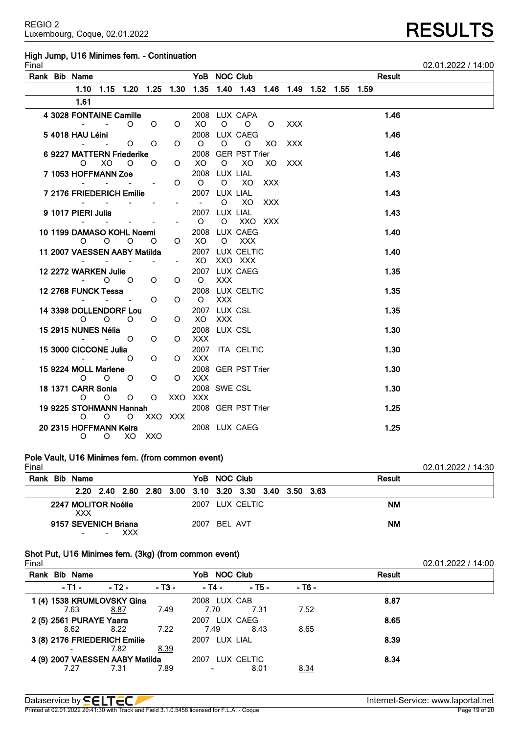REGIO 2
Luxembourg, Coque, 02.01.2022

# RESULTS

## High Jump, U16 Minimes fem. - Continuation

Final — 02.01.2022 / 14:00

| Rank | Bib | Name | YoB | NOC | Club | Result |
|---|---|---|---|---|---|---|
| 4 | 3028 | FONTAINE Camille | 2008 | LUX | CAPA | 1.46 |
| 5 | 4018 | HAU Léini | 2008 | LUX | CAEG | 1.46 |
| 6 | 9227 | MATTERN Friederike | 2008 | GER | PST Trier | 1.46 |
| 7 | 1053 | HOFFMANN Zoe | 2008 | LUX | LIAL | 1.43 |
| 7 | 2176 | FRIEDERICH Emilie | 2007 | LUX | LIAL | 1.43 |
| 9 | 1017 | PIERI Julia | 2007 | LUX | LIAL | 1.43 |
| 10 | 1199 | DAMASO KOHL Noemi | 2008 | LUX | CAEG | 1.40 |
| 11 | 2007 | VAESSEN AABY Matilda | 2007 | LUX | CELTIC | 1.40 |
| 12 | 2272 | WARKEN Julie | 2007 | LUX | CAEG | 1.35 |
| 12 | 2768 | FUNCK Tessa | 2008 | LUX | CELTIC | 1.35 |
| 14 | 3398 | DOLLENDORF Lou | 2007 | LUX | CSL | 1.35 |
| 15 | 2915 | NUNES Nélia | 2008 | LUX | CSL | 1.30 |
| 15 | 3000 | CICCONE Julia | 2007 | ITA | CELTIC | 1.30 |
| 15 | 9224 | MOLL Marlene | 2008 | GER | PST Trier | 1.30 |
| 18 | 1371 | CARR Sonia | 2008 | SWE | CSL | 1.30 |
| 19 | 9225 | STOHMANN Hannah | 2008 | GER | PST Trier | 1.25 |
| 20 | 2315 | HOFFMANN Keira | 2008 | LUX | CAEG | 1.25 |

Attempts:

| Name | 1.10 | 1.15 | 1.20 | 1.25 | 1.30 | 1.35 | 1.40 | 1.43 | 1.46 | 1.49 | 1.52 | 1.55 | 1.59 | 1.61 |
|---|---|---|---|---|---|---|---|---|---|---|---|---|---|---|
| FONTAINE Camille | - | - | O | O | O | XO | O | O | O | XXX | | | | |
| HAU Léini | - | - | O | O | O | O | O | O | XO | XXX | | | | |
| MATTERN Friederike | O | XO | O | O | O | XO | O | XO | XO | XXX | | | | |
| HOFFMANN Zoe | - | - | - | - | O | O | O | XO | XXX | | | | | |
| FRIEDERICH Emilie | - | - | - | - | - | - | O | XO | XXX | | | | | |
| PIERI Julia | - | - | - | - | - | O | O | XXO | XXX | | | | | |
| DAMASO KOHL Noemi | O | O | O | O | O | XO | O | XXX | | | | | | |
| VAESSEN AABY Matilda | - | - | - | - | - | XO | XXO | XXX | | | | | | |
| WARKEN Julie | - | O | O | O | O | O | XXX | | | | | | | |
| FUNCK Tessa | - | - | - | O | O | O | XXX | | | | | | | |
| DOLLENDORF Lou | O | O | O | O | O | XO | XXX | | | | | | | |
| NUNES Nélia | - | - | O | O | O | XXX | | | | | | | | |
| CICCONE Julia | - | - | O | O | O | XXX | | | | | | | | |
| MOLL Marlene | O | O | O | O | O | XXX | | | | | | | | |
| CARR Sonia | O | O | O | O | XXO | XXX | | | | | | | | |
| STOHMANN Hannah | O | O | O | XXO | XXX | | | | | | | | | |
| HOFFMANN Keira | O | O | XO | XXO | | | | | | | | | | |

## Pole Vault, U16 Minimes fem. (from common event)

Final — 02.01.2022 / 14:30

| Rank | Bib | Name | YoB | NOC | Club | 2.20 | 2.40 | 2.60 | 2.80 | 3.00 | 3.10 | 3.20 | 3.30 | 3.40 | 3.50 | 3.63 | Result |
|---|---|---|---|---|---|---|---|---|---|---|---|---|---|---|---|---|---|
| | 2247 | MOLITOR Noélie | 2007 | LUX | CELTIC | XXX | | | | | | | | | | | NM |
| | 9157 | SEVENICH Briana | 2007 | BEL | AVT | - | - | XXX | | | | | | | | | NM |

## Shot Put, U16 Minimes fem. (3kg) (from common event)

Final — 02.01.2022 / 14:00

| Rank | Bib | Name | YoB | NOC | Club | - T1 - | - T2 - | - T3 - | - T4 - | - T5 - | - T6 - | Result |
|---|---|---|---|---|---|---|---|---|---|---|---|---|
| 1 (4) | 1538 | KRUMLOVSKY Gina | 2008 | LUX | CAB | 7.63 | 8.87 | 7.49 | 7.70 | 7.31 | 7.52 | 8.87 |
| 2 (5) | 2561 | PURAYE Yaara | 2007 | LUX | CAEG | 8.62 | 8.22 | 7.22 | 7.49 | 8.43 | 8.65 | 8.65 |
| 3 (8) | 2176 | FRIEDERICH Emilie | 2007 | LUX | LIAL | - | 7.82 | 8.39 | | | | 8.39 |
| 4 (9) | 2007 | VAESSEN AABY Matilda | 2007 | LUX | CELTIC | 7.27 | 7.31 | 7.89 | - | 8.01 | 8.34 | 8.34 |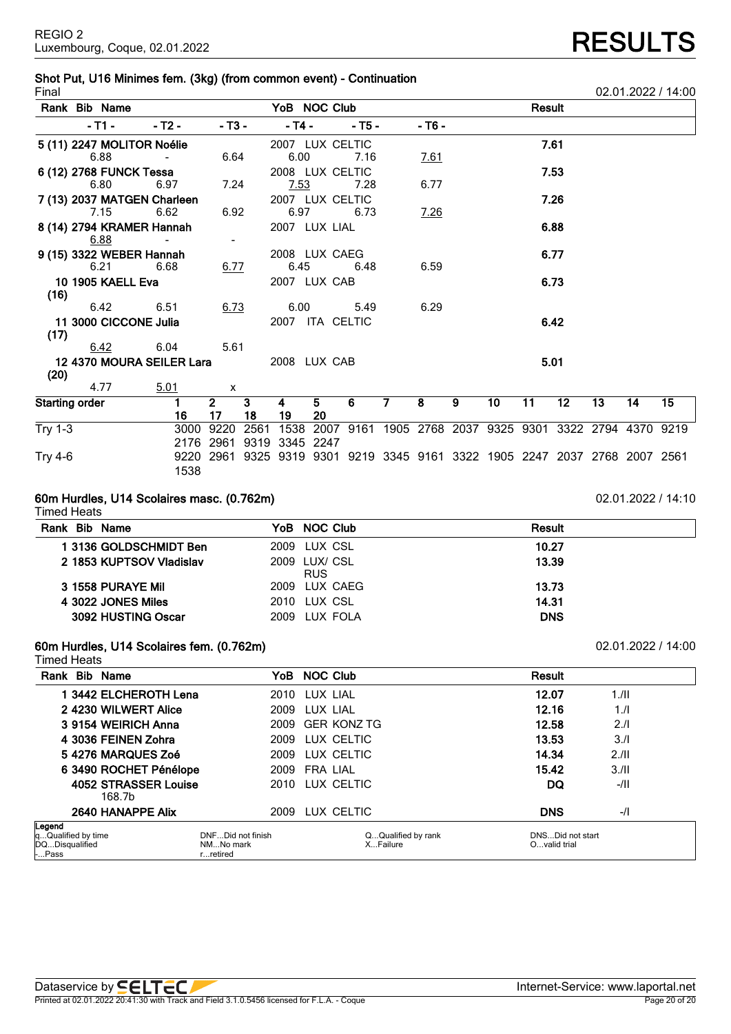REGIO 2
Luxembourg, Coque, 02.01.2022

# RESULTS

## Shot Put, U16 Minimes fem. (3kg) (from common event) - Continuation

Final — 02.01.2022 / 14:00

| Rank | Bib | Name | YoB | NOC | Club | Result | - T1 - | - T2 - | - T3 - | - T4 - | - T5 - | - T6 - |
|---|---|---|---|---|---|---|---|---|---|---|---|---|
| 5 (11) | 2247 | MOLITOR Noélie | 2007 | LUX | CELTIC | 7.61 | 6.88 | - | 6.64 | 6.00 | 7.16 | 7.61 |
| 6 (12) | 2768 | FUNCK Tessa | 2008 | LUX | CELTIC | 7.53 | 6.80 | 6.97 | 7.24 | 7.53 | 7.28 | 6.77 |
| 7 (13) | 2037 | MATGEN Charleen | 2007 | LUX | CELTIC | 7.26 | 7.15 | 6.62 | 6.92 | 6.97 | 6.73 | 7.26 |
| 8 (14) | 2794 | KRAMER Hannah | 2007 | LUX | LIAL | 6.88 | 6.88 | - | - | | | |
| 9 (15) | 3322 | WEBER Hannah | 2008 | LUX | CAEG | 6.77 | 6.21 | 6.68 | 6.77 | 6.45 | 6.48 | 6.59 |
| 10 (16) | 1905 | KAELL Eva | 2007 | LUX | CAB | 6.73 | 6.42 | 6.51 | 6.73 | 6.00 | 5.49 | 6.29 |
| 11 (17) | 3000 | CICCONE Julia | 2007 | ITA | CELTIC | 6.42 | 6.42 | 6.04 | 5.61 | | | |
| 12 (20) | 4370 | MOURA SEILER Lara | 2008 | LUX | CAB | 5.01 | 4.77 | 5.01 | x | | | |

| Starting order | 1 | 2 | 3 | 4 | 5 | 6 | 7 | 8 | 9 | 10 | 11 | 12 | 13 | 14 | 15 | 16 | 17 | 18 | 19 | 20 |
|---|---|---|---|---|---|---|---|---|---|---|---|---|---|---|---|---|---|---|---|---|
| Try 1-3 | 3000 | 9220 | 2561 | 1538 | 2007 | 9161 | 1905 | 2768 | 2037 | 9325 | 9301 | 3322 | 2794 | 4370 | 9219 | 2176 | 2961 | 9319 | 3345 | 2247 |
| Try 4-6 | 9220 | 2961 | 9325 | 9319 | 9301 | 9219 | 3345 | 9161 | 3322 | 1905 | 2247 | 2037 | 2768 | 2007 | 2561 | 1538 | | | | |

## 60m Hurdles, U14 Scolaires masc. (0.762m)

Timed Heats — 02.01.2022 / 14:10

| Rank | Bib | Name | YoB | NOC | Club | Result |
|---|---|---|---|---|---|---|
| 1 | 3136 | GOLDSCHMIDT Ben | 2009 | LUX | CSL | 10.27 |
| 2 | 1853 | KUPTSOV Vladislav | 2009 | LUX/ RUS | CSL | 13.39 |
| 3 | 1558 | PURAYE Mil | 2009 | LUX | CAEG | 13.73 |
| 4 | 3022 | JONES Miles | 2010 | LUX | CSL | 14.31 |
| | 3092 | HUSTING Oscar | 2009 | LUX | FOLA | DNS |

## 60m Hurdles, U14 Scolaires fem. (0.762m)

Timed Heats — 02.01.2022 / 14:00

| Rank | Bib | Name | YoB | NOC | Club | Result | |
|---|---|---|---|---|---|---|---|
| 1 | 3442 | ELCHEROTH Lena | 2010 | LUX | LIAL | 12.07 | 1./II |
| 2 | 4230 | WILWERT Alice | 2009 | LUX | LIAL | 12.16 | 1./I |
| 3 | 9154 | WEIRICH Anna | 2009 | GER | KONZ TG | 12.58 | 2./I |
| 4 | 3036 | FEINEN Zohra | 2009 | LUX | CELTIC | 13.53 | 3./I |
| 5 | 4276 | MARQUES Zoé | 2009 | LUX | CELTIC | 14.34 | 2./II |
| 6 | 3490 | ROCHET Pénélope | 2009 | FRA | LIAL | 15.42 | 3./II |
| | 4052 | STRASSER Louise 168.7b | 2010 | LUX | CELTIC | DQ | -/II |
| | 2640 | HANAPPE Alix | 2009 | LUX | CELTIC | DNS | -/I |

**Legend**

| | | | |
|---|---|---|---|
| q...Qualified by time | DNF...Did not finish | Q...Qualified by rank | DNS...Did not start |
| DQ...Disqualified | NM...No mark | X...Failure | O...valid trial |
| -...Pass | r...retired | | |

Dataservice by SELTEC — Internet-Service: www.laportal.net

Printed at 02.01.2022 20:41:30 with Track and Field 3.1.0.5456 licensed for F.L.A. - Coque